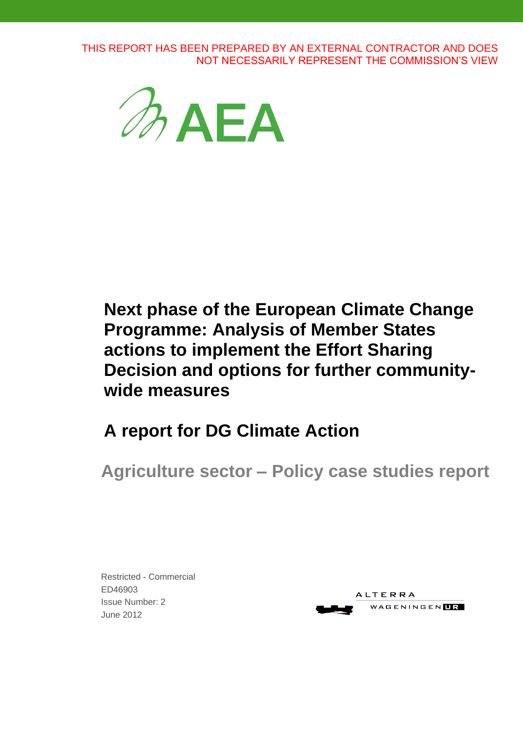THIS REPORT HAS BEEN PREPARED BY AN EXTERNAL CONTRACTOR AND DOES NOT NECESSARILY REPRESENT THE COMMISSION'S VIEW

AEA

# Next phase of the European Climate Change Programme: Analysis of Member States actions to implement the Effort Sharing Decision and options for further community-wide measures

## A report for DG Climate Action

## Agriculture sector – Policy case studies report

Restricted - Commercial
ED46903
Issue Number: 2
June 2012

ALTERRA
WAGENINGEN UR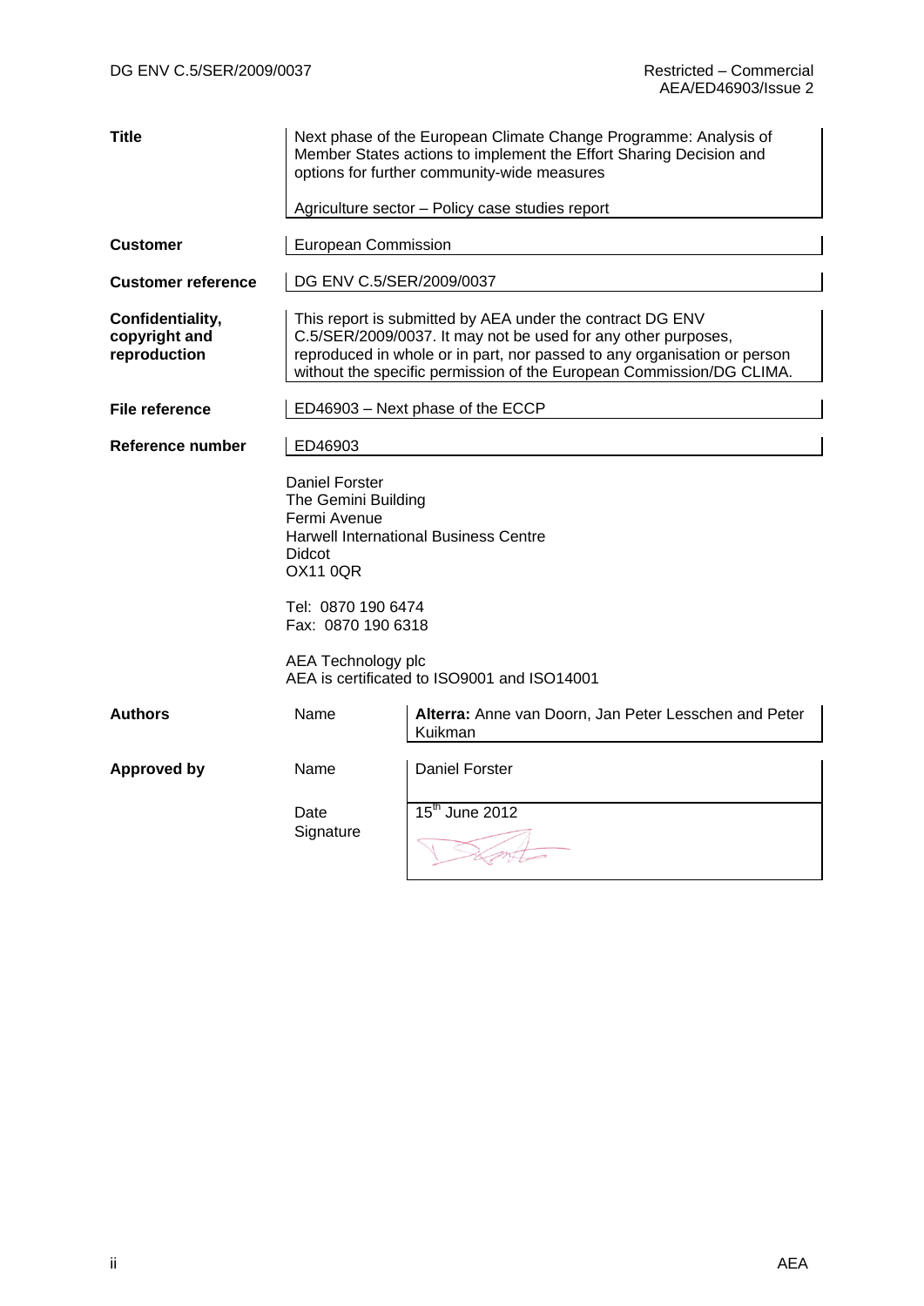| | | |
|---|---|---|
| **Title** | Next phase of the European Climate Change Programme: Analysis of Member States actions to implement the Effort Sharing Decision and options for further community-wide measures<br><br>Agriculture sector – Policy case studies report | |
| **Customer** | European Commission | |
| **Customer reference** | DG ENV C.5/SER/2009/0037 | |
| **Confidentiality, copyright and reproduction** | This report is submitted by AEA under the contract DG ENV C.5/SER/2009/0037. It may not be used for any other purposes, reproduced in whole or in part, nor passed to any organisation or person without the specific permission of the European Commission/DG CLIMA. | |
| **File reference** | ED46903 – Next phase of the ECCP | |
| **Reference number** | ED46903 | |
| | Daniel Forster<br>The Gemini Building<br>Fermi Avenue<br>Harwell International Business Centre<br>Didcot<br>OX11 0QR<br><br>Tel: 0870 190 6474<br>Fax: 0870 190 6318<br><br>AEA Technology plc<br>AEA is certificated to ISO9001 and ISO14001 | |
| **Authors** | Name | **Alterra:** Anne van Doorn, Jan Peter Lesschen and Peter Kuikman |
| **Approved by** | Name | Daniel Forster |
| | Date<br>Signature | 15th June 2012 |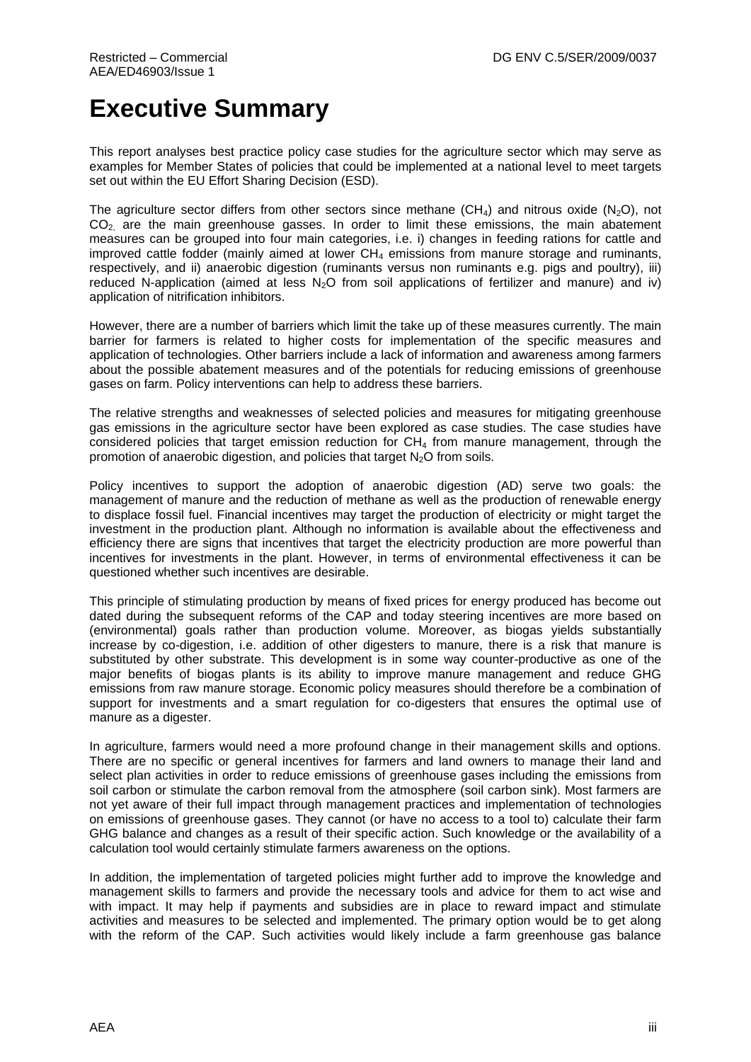# Executive Summary

This report analyses best practice policy case studies for the agriculture sector which may serve as examples for Member States of policies that could be implemented at a national level to meet targets set out within the EU Effort Sharing Decision (ESD).

The agriculture sector differs from other sectors since methane ($CH_4$) and nitrous oxide ($N_2O$), not $CO_2$, are the main greenhouse gasses. In order to limit these emissions, the main abatement measures can be grouped into four main categories, i.e. i) changes in feeding rations for cattle and improved cattle fodder (mainly aimed at lower $CH_4$ emissions from manure storage and ruminants, respectively, and ii) anaerobic digestion (ruminants versus non ruminants e.g. pigs and poultry), iii) reduced N-application (aimed at less $N_2O$ from soil applications of fertilizer and manure) and iv) application of nitrification inhibitors.

However, there are a number of barriers which limit the take up of these measures currently. The main barrier for farmers is related to higher costs for implementation of the specific measures and application of technologies. Other barriers include a lack of information and awareness among farmers about the possible abatement measures and of the potentials for reducing emissions of greenhouse gases on farm. Policy interventions can help to address these barriers.

The relative strengths and weaknesses of selected policies and measures for mitigating greenhouse gas emissions in the agriculture sector have been explored as case studies. The case studies have considered policies that target emission reduction for $CH_4$ from manure management, through the promotion of anaerobic digestion, and policies that target $N_2O$ from soils.

Policy incentives to support the adoption of anaerobic digestion (AD) serve two goals: the management of manure and the reduction of methane as well as the production of renewable energy to displace fossil fuel. Financial incentives may target the production of electricity or might target the investment in the production plant. Although no information is available about the effectiveness and efficiency there are signs that incentives that target the electricity production are more powerful than incentives for investments in the plant. However, in terms of environmental effectiveness it can be questioned whether such incentives are desirable.

This principle of stimulating production by means of fixed prices for energy produced has become out dated during the subsequent reforms of the CAP and today steering incentives are more based on (environmental) goals rather than production volume. Moreover, as biogas yields substantially increase by co-digestion, i.e. addition of other digesters to manure, there is a risk that manure is substituted by other substrate. This development is in some way counter-productive as one of the major benefits of biogas plants is its ability to improve manure management and reduce GHG emissions from raw manure storage. Economic policy measures should therefore be a combination of support for investments and a smart regulation for co-digesters that ensures the optimal use of manure as a digester.

In agriculture, farmers would need a more profound change in their management skills and options. There are no specific or general incentives for farmers and land owners to manage their land and select plan activities in order to reduce emissions of greenhouse gases including the emissions from soil carbon or stimulate the carbon removal from the atmosphere (soil carbon sink). Most farmers are not yet aware of their full impact through management practices and implementation of technologies on emissions of greenhouse gases. They cannot (or have no access to a tool to) calculate their farm GHG balance and changes as a result of their specific action. Such knowledge or the availability of a calculation tool would certainly stimulate farmers awareness on the options.

In addition, the implementation of targeted policies might further add to improve the knowledge and management skills to farmers and provide the necessary tools and advice for them to act wise and with impact. It may help if payments and subsidies are in place to reward impact and stimulate activities and measures to be selected and implemented. The primary option would be to get along with the reform of the CAP. Such activities would likely include a farm greenhouse gas balance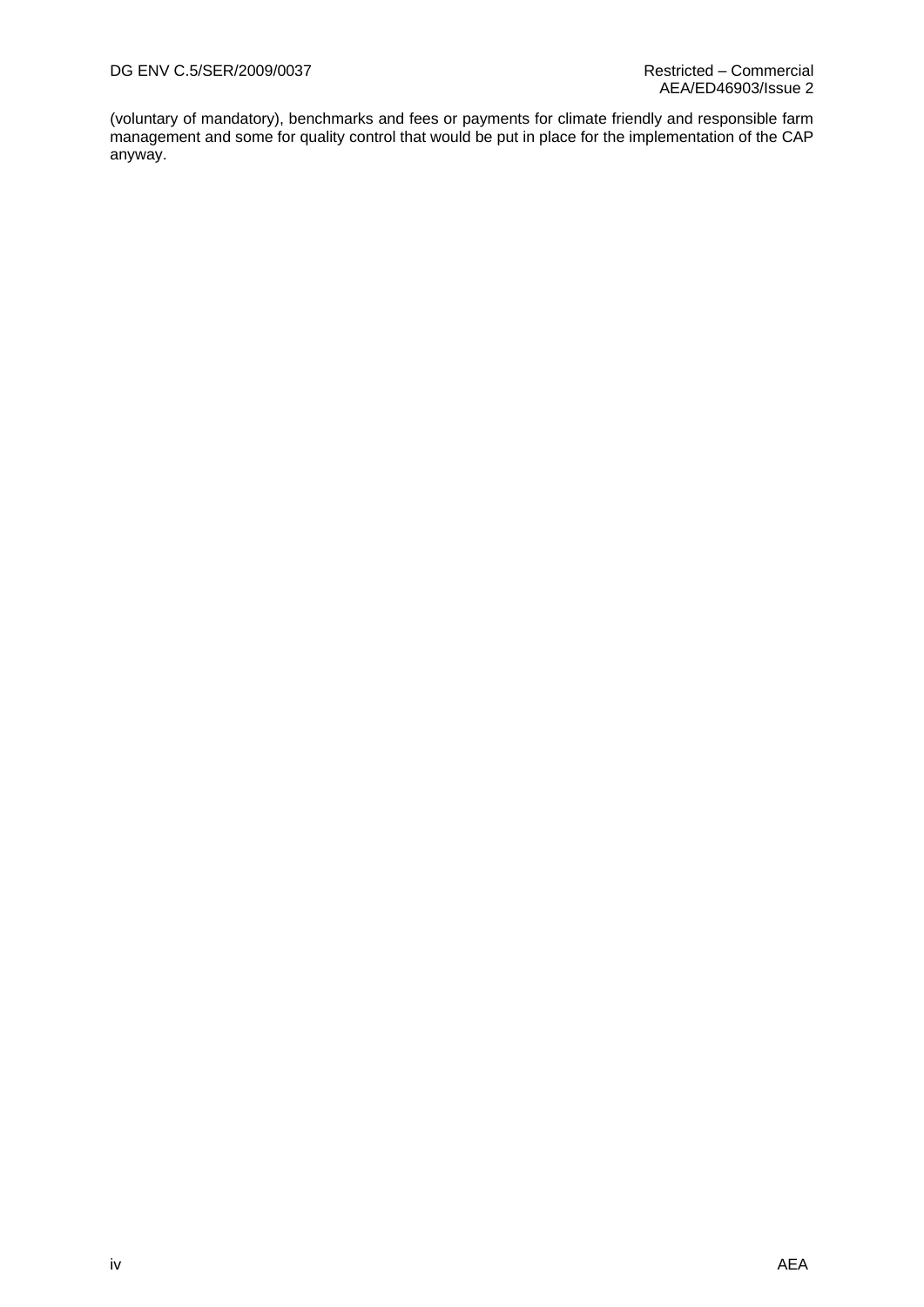(voluntary of mandatory), benchmarks and fees or payments for climate friendly and responsible farm management and some for quality control that would be put in place for the implementation of the CAP anyway.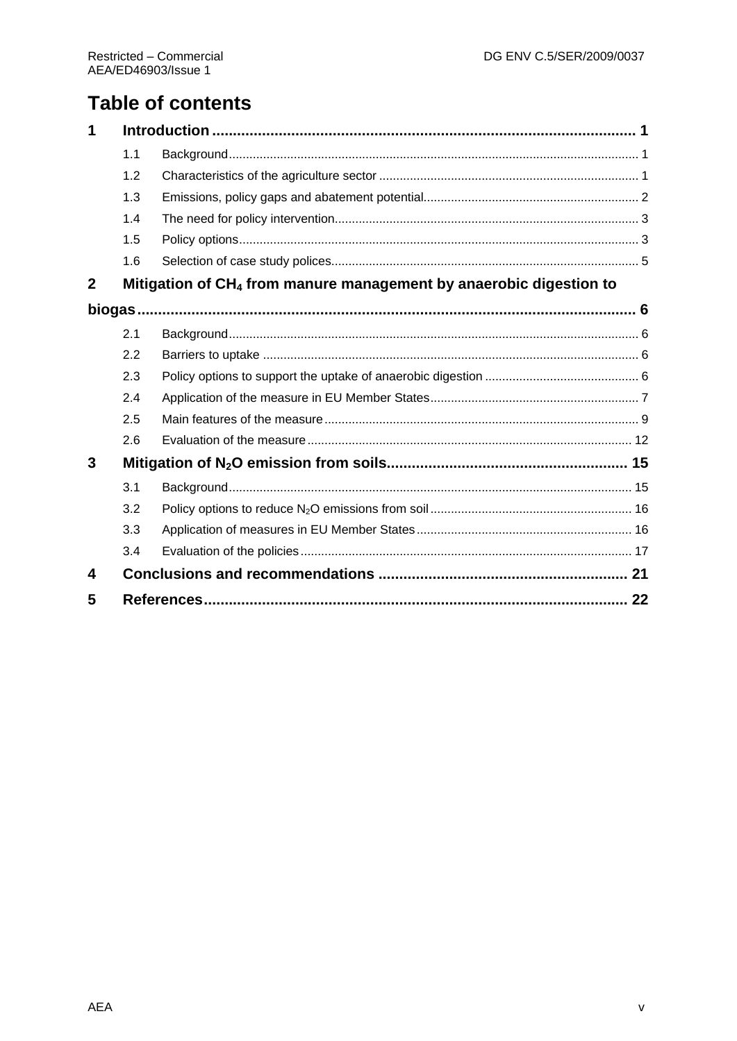# Table of contents

1 Introduction ... 1
- 1.1 Background ... 1
- 1.2 Characteristics of the agriculture sector ... 1
- 1.3 Emissions, policy gaps and abatement potential ... 2
- 1.4 The need for policy intervention ... 3
- 1.5 Policy options ... 3
- 1.6 Selection of case study polices ... 5

2 Mitigation of $CH_4$ from manure management by anaerobic digestion to biogas ... 6
- 2.1 Background ... 6
- 2.2 Barriers to uptake ... 6
- 2.3 Policy options to support the uptake of anaerobic digestion ... 6
- 2.4 Application of the measure in EU Member States ... 7
- 2.5 Main features of the measure ... 9
- 2.6 Evaluation of the measure ... 12

3 Mitigation of $N_2O$ emission from soils ... 15
- 3.1 Background ... 15
- 3.2 Policy options to reduce $N_2O$ emissions from soil ... 16
- 3.3 Application of measures in EU Member States ... 16
- 3.4 Evaluation of the policies ... 17

4 Conclusions and recommendations ... 21

5 References ... 22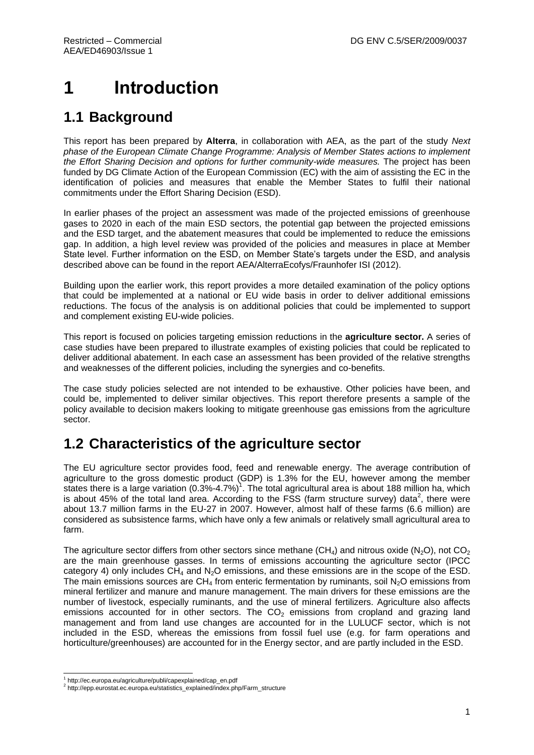# 1 Introduction

## 1.1 Background

This report has been prepared by **Alterra**, in collaboration with AEA, as the part of the study *Next phase of the European Climate Change Programme: Analysis of Member States actions to implement the Effort Sharing Decision and options for further community-wide measures.* The project has been funded by DG Climate Action of the European Commission (EC) with the aim of assisting the EC in the identification of policies and measures that enable the Member States to fulfil their national commitments under the Effort Sharing Decision (ESD).

In earlier phases of the project an assessment was made of the projected emissions of greenhouse gases to 2020 in each of the main ESD sectors, the potential gap between the projected emissions and the ESD target, and the abatement measures that could be implemented to reduce the emissions gap. In addition, a high level review was provided of the policies and measures in place at Member State level. Further information on the ESD, on Member State's targets under the ESD, and analysis described above can be found in the report AEA/AlterraEcofys/Fraunhofer ISI (2012).

Building upon the earlier work, this report provides a more detailed examination of the policy options that could be implemented at a national or EU wide basis in order to deliver additional emissions reductions. The focus of the analysis is on additional policies that could be implemented to support and complement existing EU-wide policies.

This report is focused on policies targeting emission reductions in the **agriculture sector.** A series of case studies have been prepared to illustrate examples of existing policies that could be replicated to deliver additional abatement. In each case an assessment has been provided of the relative strengths and weaknesses of the different policies, including the synergies and co-benefits.

The case study policies selected are not intended to be exhaustive. Other policies have been, and could be, implemented to deliver similar objectives. This report therefore presents a sample of the policy available to decision makers looking to mitigate greenhouse gas emissions from the agriculture sector.

## 1.2 Characteristics of the agriculture sector

The EU agriculture sector provides food, feed and renewable energy. The average contribution of agriculture to the gross domestic product (GDP) is 1.3% for the EU, however among the member states there is a large variation (0.3%-4.7%)[1]. The total agricultural area is about 188 million ha, which is about 45% of the total land area. According to the FSS (farm structure survey) data[2], there were about 13.7 million farms in the EU-27 in 2007. However, almost half of these farms (6.6 million) are considered as subsistence farms, which have only a few animals or relatively small agricultural area to farm.

The agriculture sector differs from other sectors since methane ($CH_4$) and nitrous oxide ($N_2O$), not $CO_2$ are the main greenhouse gasses. In terms of emissions accounting the agriculture sector (IPCC category 4) only includes $CH_4$ and $N_2O$ emissions, and these emissions are in the scope of the ESD. The main emissions sources are $CH_4$ from enteric fermentation by ruminants, soil $N_2O$ emissions from mineral fertilizer and manure and manure management. The main drivers for these emissions are the number of livestock, especially ruminants, and the use of mineral fertilizers. Agriculture also affects emissions accounted for in other sectors. The $CO_2$ emissions from cropland and grazing land management and from land use changes are accounted for in the LULUCF sector, which is not included in the ESD, whereas the emissions from fossil fuel use (e.g. for farm operations and horticulture/greenhouses) are accounted for in the Energy sector, and are partly included in the ESD.

[1] http://ec.europa.eu/agriculture/publi/capexplained/cap_en.pdf
[2] http://epp.eurostat.ec.europa.eu/statistics_explained/index.php/Farm_structure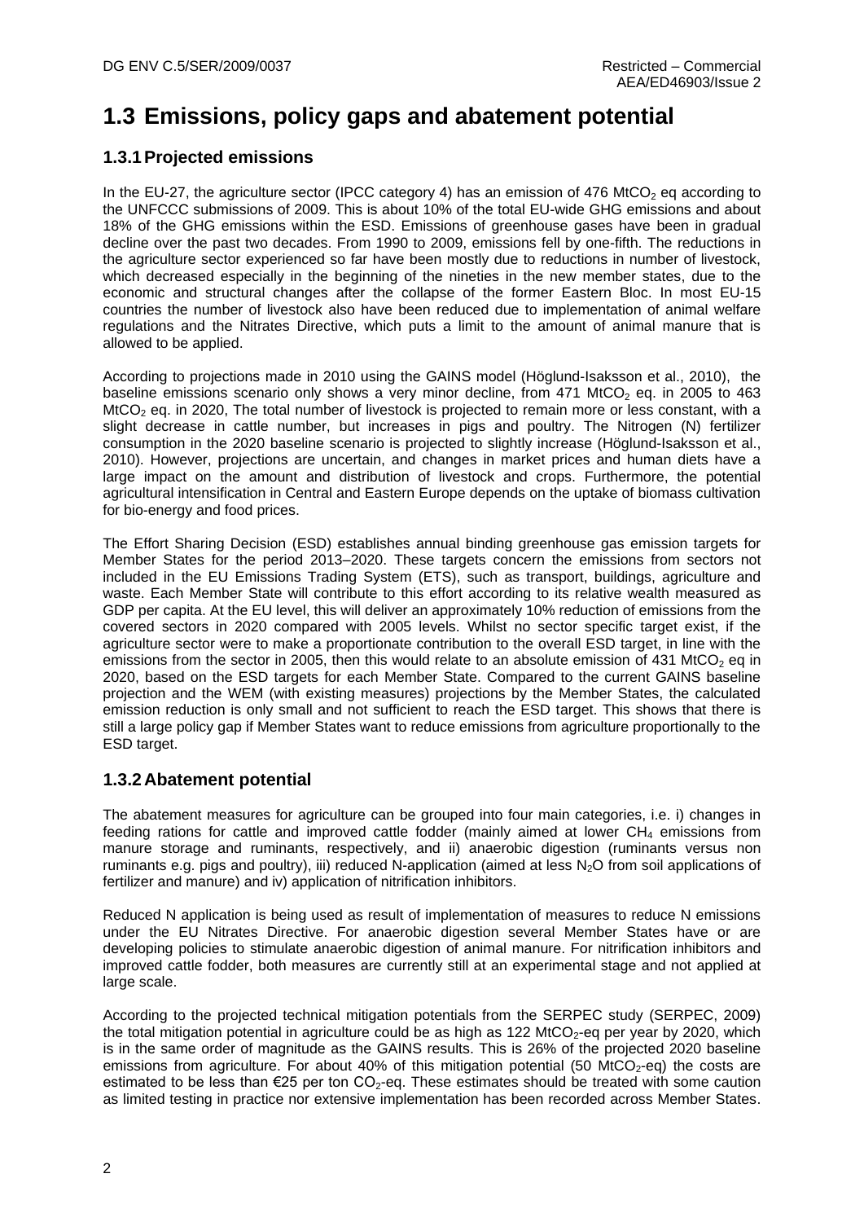# 1.3 Emissions, policy gaps and abatement potential

## 1.3.1 Projected emissions

In the EU-27, the agriculture sector (IPCC category 4) has an emission of 476 $MtCO_2$ eq according to the UNFCCC submissions of 2009. This is about 10% of the total EU-wide GHG emissions and about 18% of the GHG emissions within the ESD. Emissions of greenhouse gases have been in gradual decline over the past two decades. From 1990 to 2009, emissions fell by one-fifth. The reductions in the agriculture sector experienced so far have been mostly due to reductions in number of livestock, which decreased especially in the beginning of the nineties in the new member states, due to the economic and structural changes after the collapse of the former Eastern Bloc. In most EU-15 countries the number of livestock also have been reduced due to implementation of animal welfare regulations and the Nitrates Directive, which puts a limit to the amount of animal manure that is allowed to be applied.

According to projections made in 2010 using the GAINS model (Höglund-Isaksson et al., 2010), the baseline emissions scenario only shows a very minor decline, from 471 $MtCO_2$ eq. in 2005 to 463 $MtCO_2$ eq. in 2020, The total number of livestock is projected to remain more or less constant, with a slight decrease in cattle number, but increases in pigs and poultry. The Nitrogen (N) fertilizer consumption in the 2020 baseline scenario is projected to slightly increase (Höglund-Isaksson et al., 2010). However, projections are uncertain, and changes in market prices and human diets have a large impact on the amount and distribution of livestock and crops. Furthermore, the potential agricultural intensification in Central and Eastern Europe depends on the uptake of biomass cultivation for bio-energy and food prices.

The Effort Sharing Decision (ESD) establishes annual binding greenhouse gas emission targets for Member States for the period 2013–2020. These targets concern the emissions from sectors not included in the EU Emissions Trading System (ETS), such as transport, buildings, agriculture and waste. Each Member State will contribute to this effort according to its relative wealth measured as GDP per capita. At the EU level, this will deliver an approximately 10% reduction of emissions from the covered sectors in 2020 compared with 2005 levels. Whilst no sector specific target exist, if the agriculture sector were to make a proportionate contribution to the overall ESD target, in line with the emissions from the sector in 2005, then this would relate to an absolute emission of 431 $MtCO_2$ eq in 2020, based on the ESD targets for each Member State. Compared to the current GAINS baseline projection and the WEM (with existing measures) projections by the Member States, the calculated emission reduction is only small and not sufficient to reach the ESD target. This shows that there is still a large policy gap if Member States want to reduce emissions from agriculture proportionally to the ESD target.

## 1.3.2 Abatement potential

The abatement measures for agriculture can be grouped into four main categories, i.e. i) changes in feeding rations for cattle and improved cattle fodder (mainly aimed at lower $CH_4$ emissions from manure storage and ruminants, respectively, and ii) anaerobic digestion (ruminants versus non ruminants e.g. pigs and poultry), iii) reduced N-application (aimed at less $N_2O$ from soil applications of fertilizer and manure) and iv) application of nitrification inhibitors.

Reduced N application is being used as result of implementation of measures to reduce N emissions under the EU Nitrates Directive. For anaerobic digestion several Member States have or are developing policies to stimulate anaerobic digestion of animal manure. For nitrification inhibitors and improved cattle fodder, both measures are currently still at an experimental stage and not applied at large scale.

According to the projected technical mitigation potentials from the SERPEC study (SERPEC, 2009) the total mitigation potential in agriculture could be as high as 122 $MtCO_2$-eq per year by 2020, which is in the same order of magnitude as the GAINS results. This is 26% of the projected 2020 baseline emissions from agriculture. For about 40% of this mitigation potential (50 $MtCO_2$-eq) the costs are estimated to be less than €25 per ton $CO_2$-eq. These estimates should be treated with some caution as limited testing in practice nor extensive implementation has been recorded across Member States.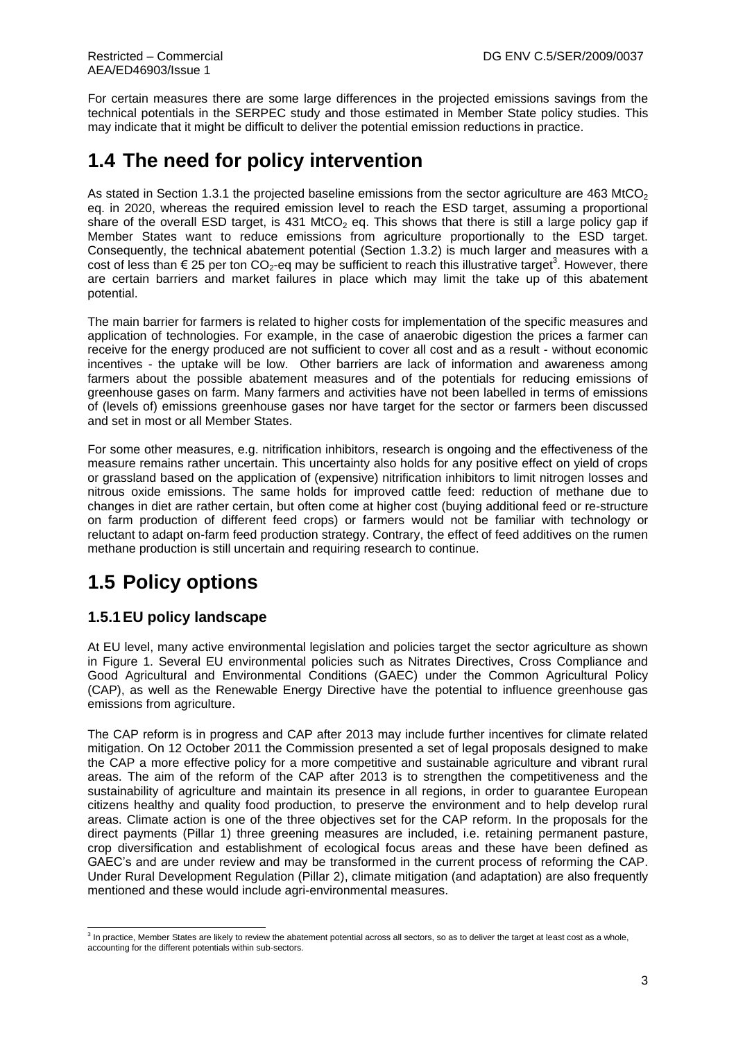For certain measures there are some large differences in the projected emissions savings from the technical potentials in the SERPEC study and those estimated in Member State policy studies. This may indicate that it might be difficult to deliver the potential emission reductions in practice.

# 1.4 The need for policy intervention

As stated in Section 1.3.1 the projected baseline emissions from the sector agriculture are 463 $MtCO_2$ eq. in 2020, whereas the required emission level to reach the ESD target, assuming a proportional share of the overall ESD target, is 431 $MtCO_2$ eq. This shows that there is still a large policy gap if Member States want to reduce emissions from agriculture proportionally to the ESD target. Consequently, the technical abatement potential (Section 1.3.2) is much larger and measures with a cost of less than € 25 per ton $CO_2$-eq may be sufficient to reach this illustrative target[3]. However, there are certain barriers and market failures in place which may limit the take up of this abatement potential.

The main barrier for farmers is related to higher costs for implementation of the specific measures and application of technologies. For example, in the case of anaerobic digestion the prices a farmer can receive for the energy produced are not sufficient to cover all cost and as a result - without economic incentives - the uptake will be low. Other barriers are lack of information and awareness among farmers about the possible abatement measures and of the potentials for reducing emissions of greenhouse gases on farm. Many farmers and activities have not been labelled in terms of emissions of (levels of) emissions greenhouse gases nor have target for the sector or farmers been discussed and set in most or all Member States.

For some other measures, e.g. nitrification inhibitors, research is ongoing and the effectiveness of the measure remains rather uncertain. This uncertainty also holds for any positive effect on yield of crops or grassland based on the application of (expensive) nitrification inhibitors to limit nitrogen losses and nitrous oxide emissions. The same holds for improved cattle feed: reduction of methane due to changes in diet are rather certain, but often come at higher cost (buying additional feed or re-structure on farm production of different feed crops) or farmers would not be familiar with technology or reluctant to adapt on-farm feed production strategy. Contrary, the effect of feed additives on the rumen methane production is still uncertain and requiring research to continue.

# 1.5 Policy options

## 1.5.1 EU policy landscape

At EU level, many active environmental legislation and policies target the sector agriculture as shown in Figure 1. Several EU environmental policies such as Nitrates Directives, Cross Compliance and Good Agricultural and Environmental Conditions (GAEC) under the Common Agricultural Policy (CAP), as well as the Renewable Energy Directive have the potential to influence greenhouse gas emissions from agriculture.

The CAP reform is in progress and CAP after 2013 may include further incentives for climate related mitigation. On 12 October 2011 the Commission presented a set of legal proposals designed to make the CAP a more effective policy for a more competitive and sustainable agriculture and vibrant rural areas. The aim of the reform of the CAP after 2013 is to strengthen the competitiveness and the sustainability of agriculture and maintain its presence in all regions, in order to guarantee European citizens healthy and quality food production, to preserve the environment and to help develop rural areas. Climate action is one of the three objectives set for the CAP reform. In the proposals for the direct payments (Pillar 1) three greening measures are included, i.e. retaining permanent pasture, crop diversification and establishment of ecological focus areas and these have been defined as GAEC's and are under review and may be transformed in the current process of reforming the CAP. Under Rural Development Regulation (Pillar 2), climate mitigation (and adaptation) are also frequently mentioned and these would include agri-environmental measures.

[3] In practice, Member States are likely to review the abatement potential across all sectors, so as to deliver the target at least cost as a whole, accounting for the different potentials within sub-sectors.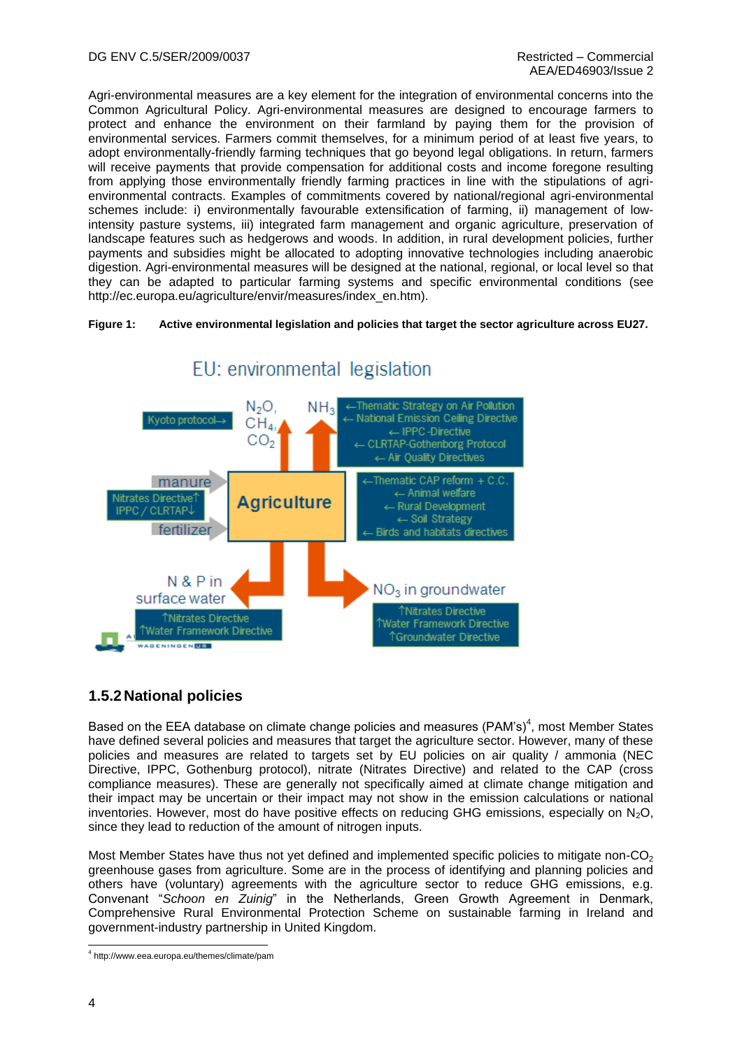Agri-environmental measures are a key element for the integration of environmental concerns into the Common Agricultural Policy. Agri-environmental measures are designed to encourage farmers to protect and enhance the environment on their farmland by paying them for the provision of environmental services. Farmers commit themselves, for a minimum period of at least five years, to adopt environmentally-friendly farming techniques that go beyond legal obligations. In return, farmers will receive payments that provide compensation for additional costs and income foregone resulting from applying those environmentally friendly farming practices in line with the stipulations of agri-environmental contracts. Examples of commitments covered by national/regional agri-environmental schemes include: i) environmentally favourable extensification of farming, ii) management of low-intensity pasture systems, iii) integrated farm management and organic agriculture, preservation of landscape features such as hedgerows and woods. In addition, in rural development policies, further payments and subsidies might be allocated to adopting innovative technologies including anaerobic digestion. Agri-environmental measures will be designed at the national, regional, or local level so that they can be adapted to particular farming systems and specific environmental conditions (see http://ec.europa.eu/agriculture/envir/measures/index_en.htm).

**Figure 1: Active environmental legislation and policies that target the sector agriculture across EU27.**

EU: environmental legislation

Kyoto protocol→ $N_2O$, $CH_4$, $CO_2$

$NH_3$ ←Thematic Strategy on Air Pollution ← National Emission Ceiling Directive ← IPPC-Directive ← CLRTAP-Gothenborg Protocol ← Air Quality Directives

manure / Nitrates Directive↑ IPPC / CLRTAP↓ / fertilizer → Agriculture

←Thematic CAP reform + C.C. ← Animal welfare ← Rural Development ← Soil Strategy ← Birds and habitats directives

N & P in surface water: ↑Nitrates Directive ↑Water Framework Directive

$NO_3$ in groundwater: ↑Nitrates Directive ↑Water Framework Directive ↑Groundwater Directive

## 1.5.2 National policies

Based on the EEA database on climate change policies and measures (PAM's)[4], most Member States have defined several policies and measures that target the agriculture sector. However, many of these policies and measures are related to targets set by EU policies on air quality / ammonia (NEC Directive, IPPC, Gothenburg protocol), nitrate (Nitrates Directive) and related to the CAP (cross compliance measures). These are generally not specifically aimed at climate change mitigation and their impact may be uncertain or their impact may not show in the emission calculations or national inventories. However, most do have positive effects on reducing GHG emissions, especially on $N_2O$, since they lead to reduction of the amount of nitrogen inputs.

Most Member States have thus not yet defined and implemented specific policies to mitigate non-$CO_2$ greenhouse gases from agriculture. Some are in the process of identifying and planning policies and others have (voluntary) agreements with the agriculture sector to reduce GHG emissions, e.g. Convenant "*Schoon en Zuinig*" in the Netherlands, Green Growth Agreement in Denmark, Comprehensive Rural Environmental Protection Scheme on sustainable farming in Ireland and government-industry partnership in United Kingdom.

[4] http://www.eea.europa.eu/themes/climate/pam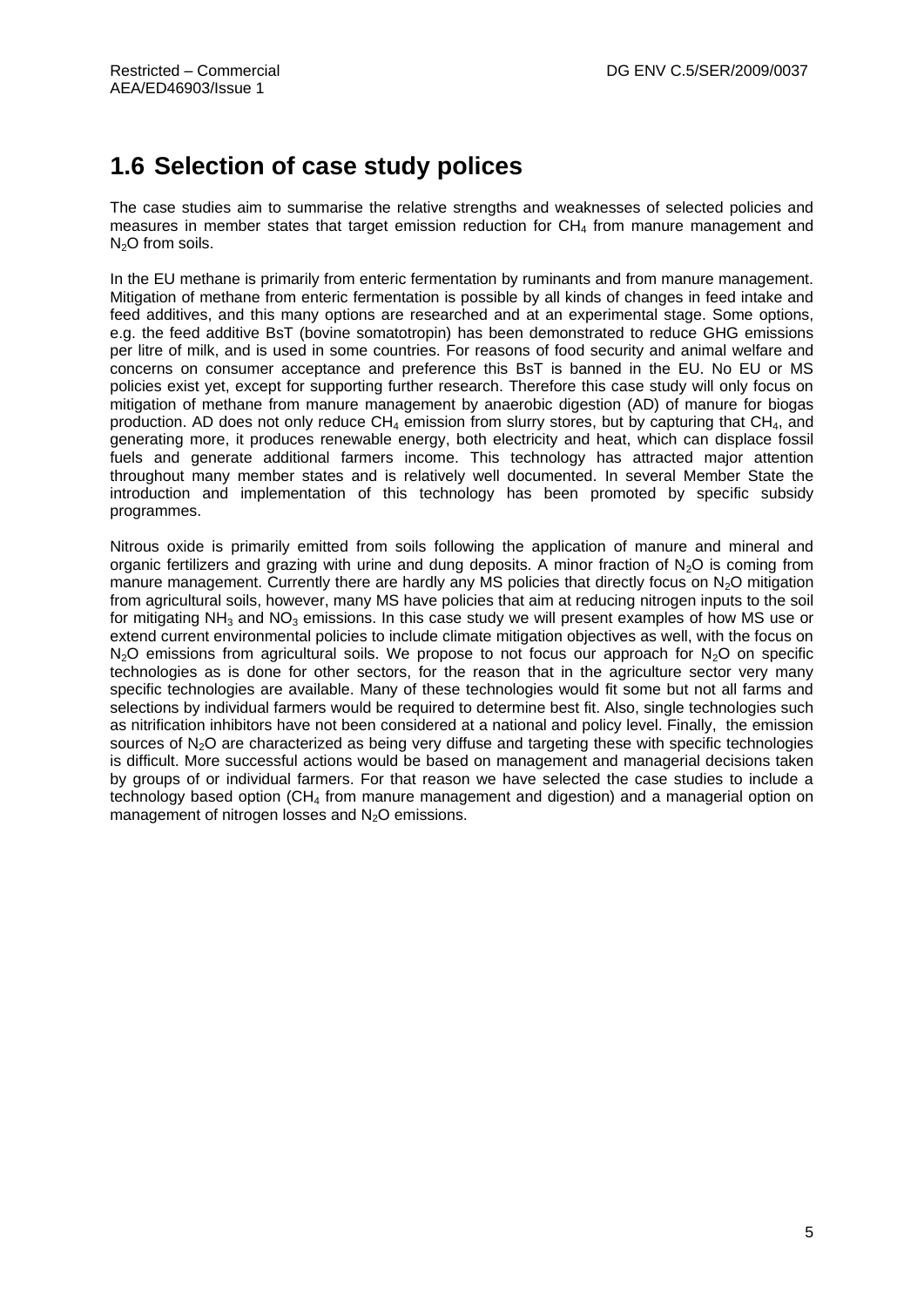## 1.6 Selection of case study polices

The case studies aim to summarise the relative strengths and weaknesses of selected policies and measures in member states that target emission reduction for $CH_4$ from manure management and $N_2O$ from soils.

In the EU methane is primarily from enteric fermentation by ruminants and from manure management. Mitigation of methane from enteric fermentation is possible by all kinds of changes in feed intake and feed additives, and this many options are researched and at an experimental stage. Some options, e.g. the feed additive BsT (bovine somatotropin) has been demonstrated to reduce GHG emissions per litre of milk, and is used in some countries. For reasons of food security and animal welfare and concerns on consumer acceptance and preference this BsT is banned in the EU. No EU or MS policies exist yet, except for supporting further research. Therefore this case study will only focus on mitigation of methane from manure management by anaerobic digestion (AD) of manure for biogas production. AD does not only reduce $CH_4$ emission from slurry stores, but by capturing that $CH_4$, and generating more, it produces renewable energy, both electricity and heat, which can displace fossil fuels and generate additional farmers income. This technology has attracted major attention throughout many member states and is relatively well documented. In several Member State the introduction and implementation of this technology has been promoted by specific subsidy programmes.

Nitrous oxide is primarily emitted from soils following the application of manure and mineral and organic fertilizers and grazing with urine and dung deposits. A minor fraction of $N_2O$ is coming from manure management. Currently there are hardly any MS policies that directly focus on $N_2O$ mitigation from agricultural soils, however, many MS have policies that aim at reducing nitrogen inputs to the soil for mitigating $NH_3$ and $NO_3$ emissions. In this case study we will present examples of how MS use or extend current environmental policies to include climate mitigation objectives as well, with the focus on $N_2O$ emissions from agricultural soils. We propose to not focus our approach for $N_2O$ on specific technologies as is done for other sectors, for the reason that in the agriculture sector very many specific technologies are available. Many of these technologies would fit some but not all farms and selections by individual farmers would be required to determine best fit. Also, single technologies such as nitrification inhibitors have not been considered at a national and policy level. Finally, the emission sources of $N_2O$ are characterized as being very diffuse and targeting these with specific technologies is difficult. More successful actions would be based on management and managerial decisions taken by groups of or individual farmers. For that reason we have selected the case studies to include a technology based option ($CH_4$ from manure management and digestion) and a managerial option on management of nitrogen losses and $N_2O$ emissions.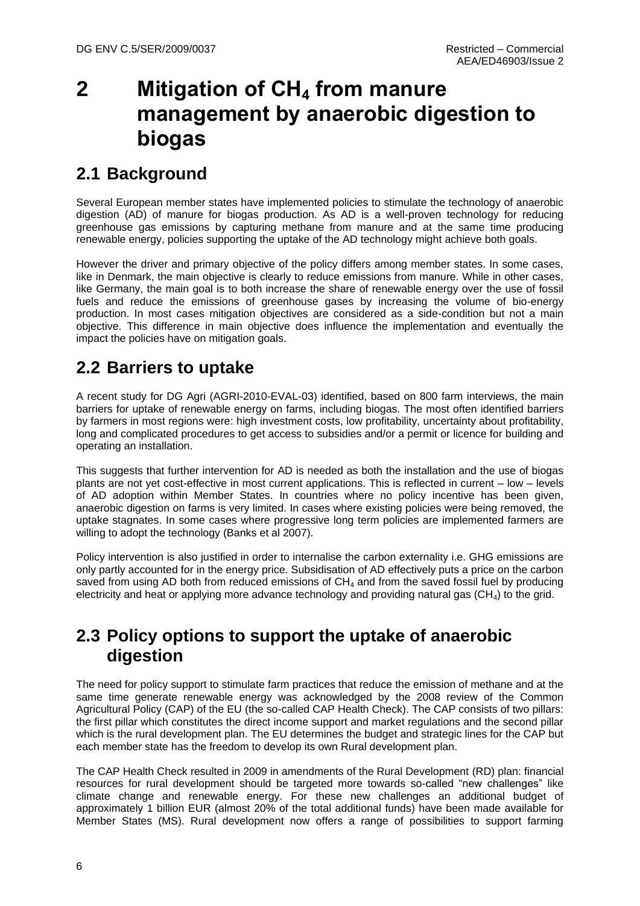# 2 Mitigation of $CH_4$ from manure management by anaerobic digestion to biogas

## 2.1 Background

Several European member states have implemented policies to stimulate the technology of anaerobic digestion (AD) of manure for biogas production. As AD is a well-proven technology for reducing greenhouse gas emissions by capturing methane from manure and at the same time producing renewable energy, policies supporting the uptake of the AD technology might achieve both goals.

However the driver and primary objective of the policy differs among member states. In some cases, like in Denmark, the main objective is clearly to reduce emissions from manure. While in other cases, like Germany, the main goal is to both increase the share of renewable energy over the use of fossil fuels and reduce the emissions of greenhouse gases by increasing the volume of bio-energy production. In most cases mitigation objectives are considered as a side-condition but not a main objective. This difference in main objective does influence the implementation and eventually the impact the policies have on mitigation goals.

## 2.2 Barriers to uptake

A recent study for DG Agri (AGRI-2010-EVAL-03) identified, based on 800 farm interviews, the main barriers for uptake of renewable energy on farms, including biogas. The most often identified barriers by farmers in most regions were: high investment costs, low profitability, uncertainty about profitability, long and complicated procedures to get access to subsidies and/or a permit or licence for building and operating an installation.

This suggests that further intervention for AD is needed as both the installation and the use of biogas plants are not yet cost-effective in most current applications. This is reflected in current – low – levels of AD adoption within Member States. In countries where no policy incentive has been given, anaerobic digestion on farms is very limited. In cases where existing policies were being removed, the uptake stagnates. In some cases where progressive long term policies are implemented farmers are willing to adopt the technology (Banks et al 2007).

Policy intervention is also justified in order to internalise the carbon externality i.e. GHG emissions are only partly accounted for in the energy price. Subsidisation of AD effectively puts a price on the carbon saved from using AD both from reduced emissions of $CH_4$ and from the saved fossil fuel by producing electricity and heat or applying more advance technology and providing natural gas ($CH_4$) to the grid.

## 2.3 Policy options to support the uptake of anaerobic digestion

The need for policy support to stimulate farm practices that reduce the emission of methane and at the same time generate renewable energy was acknowledged by the 2008 review of the Common Agricultural Policy (CAP) of the EU (the so-called CAP Health Check). The CAP consists of two pillars: the first pillar which constitutes the direct income support and market regulations and the second pillar which is the rural development plan. The EU determines the budget and strategic lines for the CAP but each member state has the freedom to develop its own Rural development plan.

The CAP Health Check resulted in 2009 in amendments of the Rural Development (RD) plan: financial resources for rural development should be targeted more towards so-called "new challenges" like climate change and renewable energy. For these new challenges an additional budget of approximately 1 billion EUR (almost 20% of the total additional funds) have been made available for Member States (MS). Rural development now offers a range of possibilities to support farming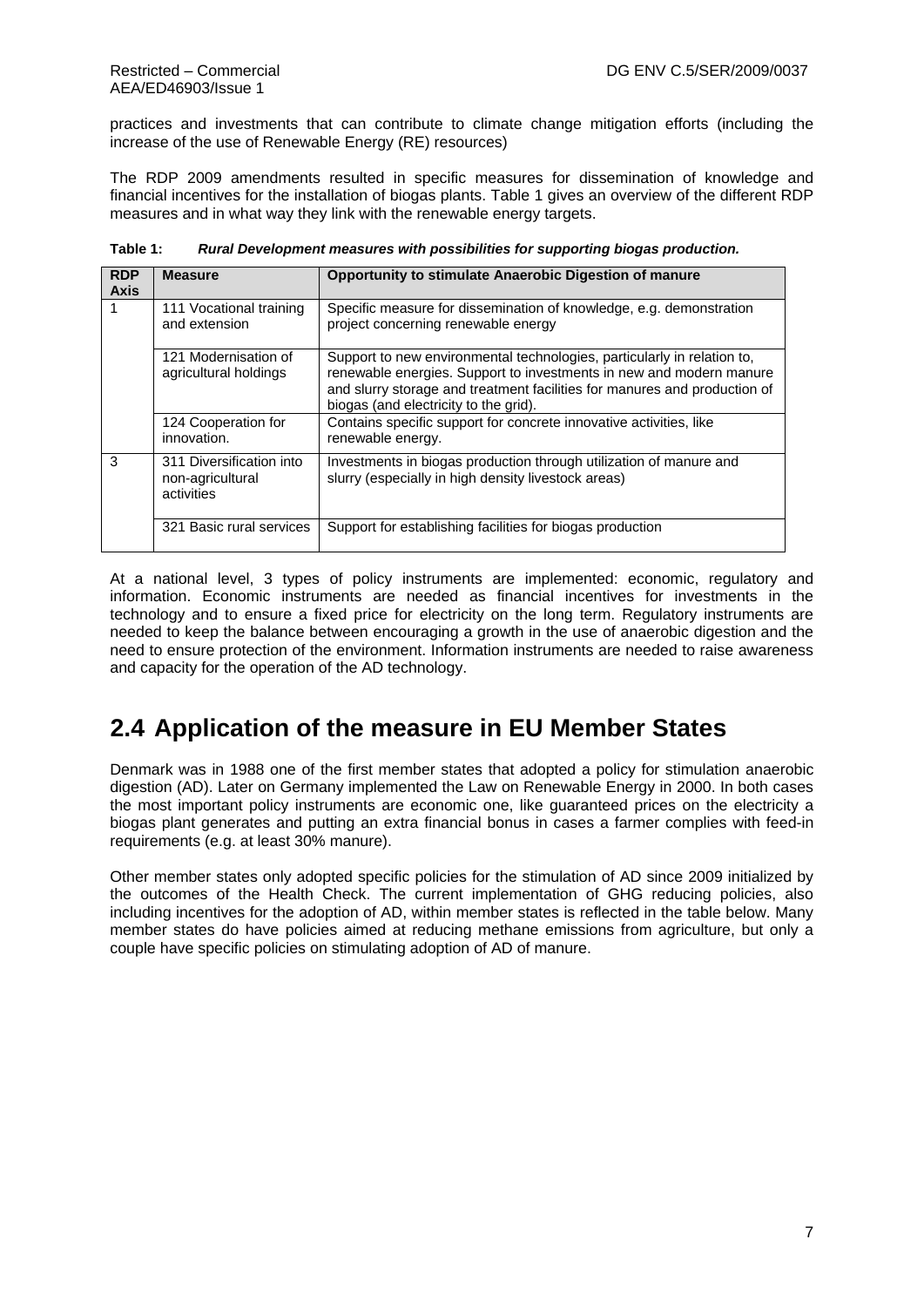practices and investments that can contribute to climate change mitigation efforts (including the increase of the use of Renewable Energy (RE) resources)

The RDP 2009 amendments resulted in specific measures for dissemination of knowledge and financial incentives for the installation of biogas plants. Table 1 gives an overview of the different RDP measures and in what way they link with the renewable energy targets.

**Table 1:** ***Rural Development measures with possibilities for supporting biogas production.***

| RDP Axis | Measure | Opportunity to stimulate Anaerobic Digestion of manure |
|---|---|---|
| 1 | 111 Vocational training and extension | Specific measure for dissemination of knowledge, e.g. demonstration project concerning renewable energy |
| | 121 Modernisation of agricultural holdings | Support to new environmental technologies, particularly in relation to, renewable energies. Support to investments in new and modern manure and slurry storage and treatment facilities for manures and production of biogas (and electricity to the grid). |
| | 124 Cooperation for innovation. | Contains specific support for concrete innovative activities, like renewable energy. |
| 3 | 311 Diversification into non-agricultural activities | Investments in biogas production through utilization of manure and slurry (especially in high density livestock areas) |
| | 321 Basic rural services | Support for establishing facilities for biogas production |

At a national level, 3 types of policy instruments are implemented: economic, regulatory and information. Economic instruments are needed as financial incentives for investments in the technology and to ensure a fixed price for electricity on the long term. Regulatory instruments are needed to keep the balance between encouraging a growth in the use of anaerobic digestion and the need to ensure protection of the environment. Information instruments are needed to raise awareness and capacity for the operation of the AD technology.

## 2.4 Application of the measure in EU Member States

Denmark was in 1988 one of the first member states that adopted a policy for stimulation anaerobic digestion (AD). Later on Germany implemented the Law on Renewable Energy in 2000. In both cases the most important policy instruments are economic one, like guaranteed prices on the electricity a biogas plant generates and putting an extra financial bonus in cases a farmer complies with feed-in requirements (e.g. at least 30% manure).

Other member states only adopted specific policies for the stimulation of AD since 2009 initialized by the outcomes of the Health Check. The current implementation of GHG reducing policies, also including incentives for the adoption of AD, within member states is reflected in the table below. Many member states do have policies aimed at reducing methane emissions from agriculture, but only a couple have specific policies on stimulating adoption of AD of manure.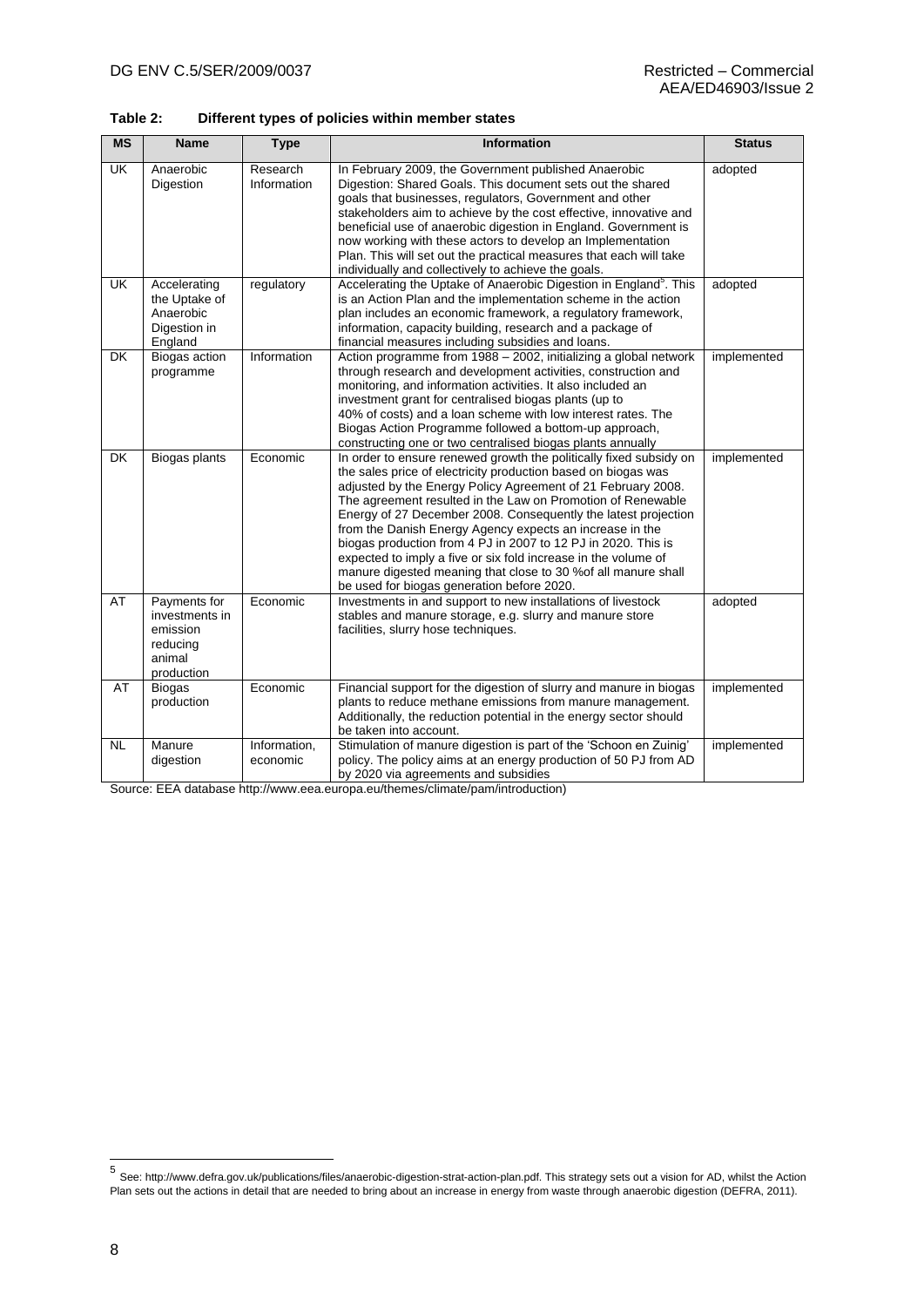**Table 2: Different types of policies within member states**

| MS | Name | Type | Information | Status |
|---|---|---|---|---|
| UK | Anaerobic Digestion | Research Information | In February 2009, the Government published Anaerobic Digestion: Shared Goals. This document sets out the shared goals that businesses, regulators, Government and other stakeholders aim to achieve by the cost effective, innovative and beneficial use of anaerobic digestion in England. Government is now working with these actors to develop an Implementation Plan. This will set out the practical measures that each will take individually and collectively to achieve the goals. | adopted |
| UK | Accelerating the Uptake of Anaerobic Digestion in England | regulatory | Accelerating the Uptake of Anaerobic Digestion in England[5]. This is an Action Plan and the implementation scheme in the action plan includes an economic framework, a regulatory framework, information, capacity building, research and a package of financial measures including subsidies and loans. | adopted |
| DK | Biogas action programme | Information | Action programme from 1988 – 2002, initializing a global network through research and development activities, construction and monitoring, and information activities. It also included an investment grant for centralised biogas plants (up to 40% of costs) and a loan scheme with low interest rates. The Biogas Action Programme followed a bottom-up approach, constructing one or two centralised biogas plants annually | implemented |
| DK | Biogas plants | Economic | In order to ensure renewed growth the politically fixed subsidy on the sales price of electricity production based on biogas was adjusted by the Energy Policy Agreement of 21 February 2008. The agreement resulted in the Law on Promotion of Renewable Energy of 27 December 2008. Consequently the latest projection from the Danish Energy Agency expects an increase in the biogas production from 4 PJ in 2007 to 12 PJ in 2020. This is expected to imply a five or six fold increase in the volume of manure digested meaning that close to 30 %of all manure shall be used for biogas generation before 2020. | implemented |
| AT | Payments for investments in emission reducing animal production | Economic | Investments in and support to new installations of livestock stables and manure storage, e.g. slurry and manure store facilities, slurry hose techniques. | adopted |
| AT | Biogas production | Economic | Financial support for the digestion of slurry and manure in biogas plants to reduce methane emissions from manure management. Additionally, the reduction potential in the energy sector should be taken into account. | implemented |
| NL | Manure digestion | Information, economic | Stimulation of manure digestion is part of the 'Schoon en Zuinig' policy. The policy aims at an energy production of 50 PJ from AD by 2020 via agreements and subsidies | implemented |

Source: EEA database http://www.eea.europa.eu/themes/climate/pam/introduction)

[5] See: http://www.defra.gov.uk/publications/files/anaerobic-digestion-strat-action-plan.pdf. This strategy sets out a vision for AD, whilst the Action Plan sets out the actions in detail that are needed to bring about an increase in energy from waste through anaerobic digestion (DEFRA, 2011).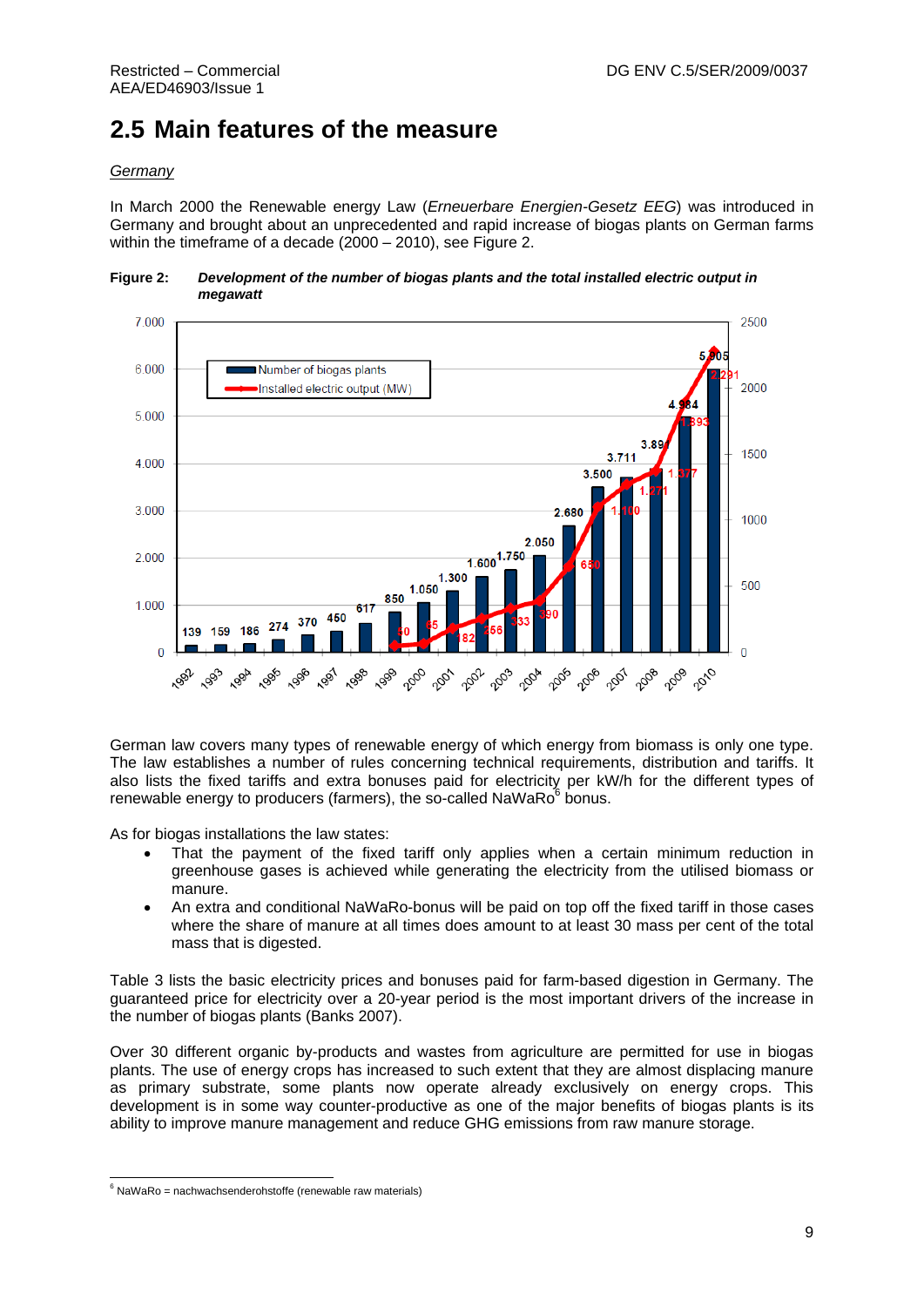## 2.5 Main features of the measure

*Germany*

In March 2000 the Renewable energy Law (*Erneuerbare Energien-Gesetz EEG*) was introduced in Germany and brought about an unprecedented and rapid increase of biogas plants on German farms within the timeframe of a decade (2000 – 2010), see Figure 2.

**Figure 2:** ***Development of the number of biogas plants and the total installed electric output in megawatt***

German law covers many types of renewable energy of which energy from biomass is only one type. The law establishes a number of rules concerning technical requirements, distribution and tariffs. It also lists the fixed tariffs and extra bonuses paid for electricity per kW/h for the different types of renewable energy to producers (farmers), the so-called NaWaRo[6] bonus.

As for biogas installations the law states:

- That the payment of the fixed tariff only applies when a certain minimum reduction in greenhouse gases is achieved while generating the electricity from the utilised biomass or manure.
- An extra and conditional NaWaRo-bonus will be paid on top off the fixed tariff in those cases where the share of manure at all times does amount to at least 30 mass per cent of the total mass that is digested.

Table 3 lists the basic electricity prices and bonuses paid for farm-based digestion in Germany. The guaranteed price for electricity over a 20-year period is the most important drivers of the increase in the number of biogas plants (Banks 2007).

Over 30 different organic by-products and wastes from agriculture are permitted for use in biogas plants. The use of energy crops has increased to such extent that they are almost displacing manure as primary substrate, some plants now operate already exclusively on energy crops. This development is in some way counter-productive as one of the major benefits of biogas plants is its ability to improve manure management and reduce GHG emissions from raw manure storage.

[6] NaWaRo = nachwachsenderohstoffe (renewable raw materials)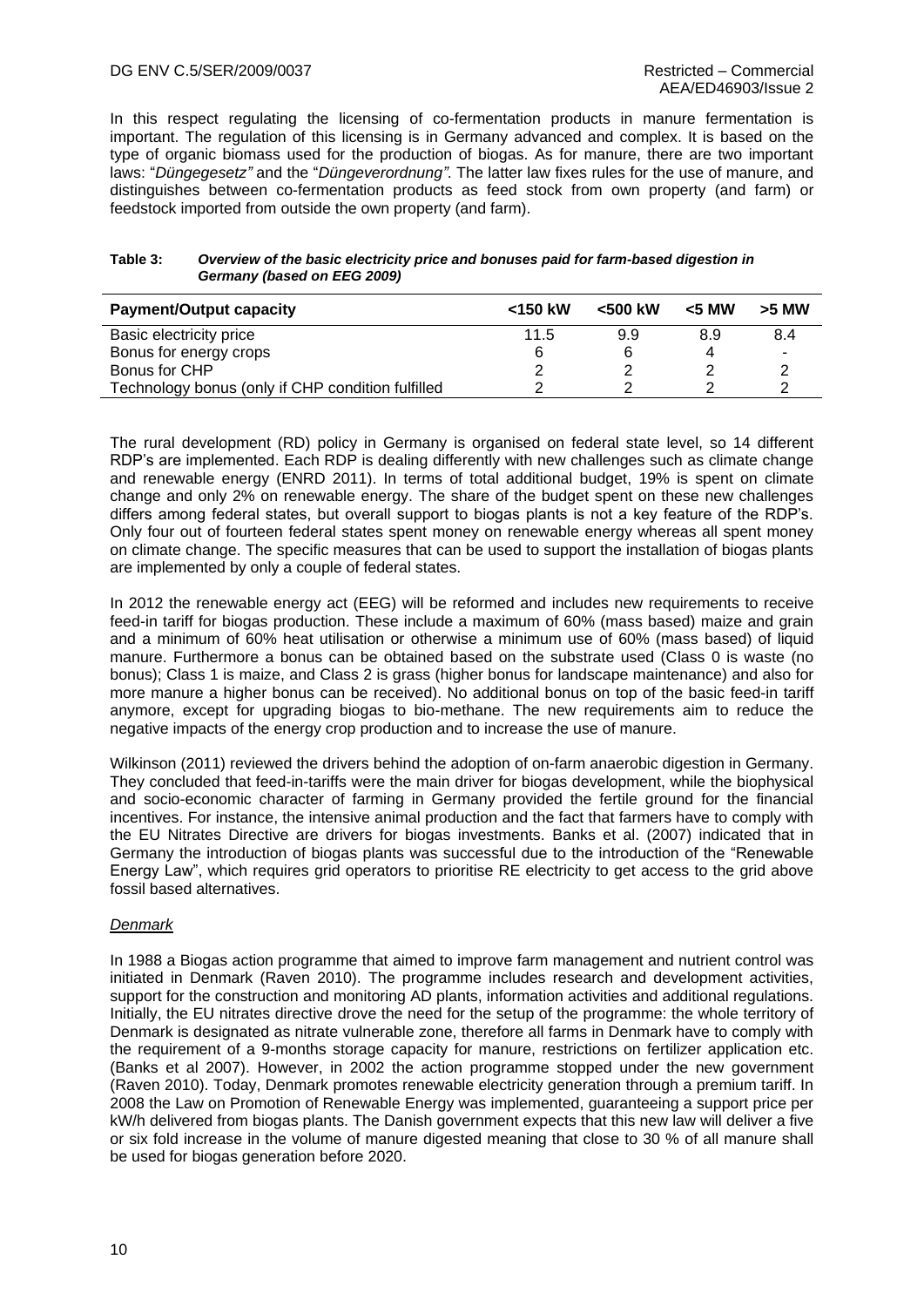In this respect regulating the licensing of co-fermentation products in manure fermentation is important. The regulation of this licensing is in Germany advanced and complex. It is based on the type of organic biomass used for the production of biogas. As for manure, there are two important laws: "*Düngegesetz"* and the "*Düngeverordnung"*. The latter law fixes rules for the use of manure, and distinguishes between co-fermentation products as feed stock from own property (and farm) or feedstock imported from outside the own property (and farm).

**Table 3:** ***Overview of the basic electricity price and bonuses paid for farm-based digestion in Germany (based on EEG 2009)***

| Payment/Output capacity | <150 kW | <500 kW | <5 MW | >5 MW |
|---|---|---|---|---|
| Basic electricity price | 11.5 | 9.9 | 8.9 | 8.4 |
| Bonus for energy crops | 6 | 6 | 4 | - |
| Bonus for CHP | 2 | 2 | 2 | 2 |
| Technology bonus (only if CHP condition fulfilled | 2 | 2 | 2 | 2 |

The rural development (RD) policy in Germany is organised on federal state level, so 14 different RDP's are implemented. Each RDP is dealing differently with new challenges such as climate change and renewable energy (ENRD 2011). In terms of total additional budget, 19% is spent on climate change and only 2% on renewable energy. The share of the budget spent on these new challenges differs among federal states, but overall support to biogas plants is not a key feature of the RDP's. Only four out of fourteen federal states spent money on renewable energy whereas all spent money on climate change. The specific measures that can be used to support the installation of biogas plants are implemented by only a couple of federal states.

In 2012 the renewable energy act (EEG) will be reformed and includes new requirements to receive feed-in tariff for biogas production. These include a maximum of 60% (mass based) maize and grain and a minimum of 60% heat utilisation or otherwise a minimum use of 60% (mass based) of liquid manure. Furthermore a bonus can be obtained based on the substrate used (Class 0 is waste (no bonus); Class 1 is maize, and Class 2 is grass (higher bonus for landscape maintenance) and also for more manure a higher bonus can be received). No additional bonus on top of the basic feed-in tariff anymore, except for upgrading biogas to bio-methane. The new requirements aim to reduce the negative impacts of the energy crop production and to increase the use of manure.

Wilkinson (2011) reviewed the drivers behind the adoption of on-farm anaerobic digestion in Germany. They concluded that feed-in-tariffs were the main driver for biogas development, while the biophysical and socio-economic character of farming in Germany provided the fertile ground for the financial incentives. For instance, the intensive animal production and the fact that farmers have to comply with the EU Nitrates Directive are drivers for biogas investments. Banks et al. (2007) indicated that in Germany the introduction of biogas plants was successful due to the introduction of the "Renewable Energy Law", which requires grid operators to prioritise RE electricity to get access to the grid above fossil based alternatives.

*Denmark*

In 1988 a Biogas action programme that aimed to improve farm management and nutrient control was initiated in Denmark (Raven 2010). The programme includes research and development activities, support for the construction and monitoring AD plants, information activities and additional regulations. Initially, the EU nitrates directive drove the need for the setup of the programme: the whole territory of Denmark is designated as nitrate vulnerable zone, therefore all farms in Denmark have to comply with the requirement of a 9-months storage capacity for manure, restrictions on fertilizer application etc. (Banks et al 2007). However, in 2002 the action programme stopped under the new government (Raven 2010). Today, Denmark promotes renewable electricity generation through a premium tariff. In 2008 the Law on Promotion of Renewable Energy was implemented, guaranteeing a support price per kW/h delivered from biogas plants. The Danish government expects that this new law will deliver a five or six fold increase in the volume of manure digested meaning that close to 30 % of all manure shall be used for biogas generation before 2020.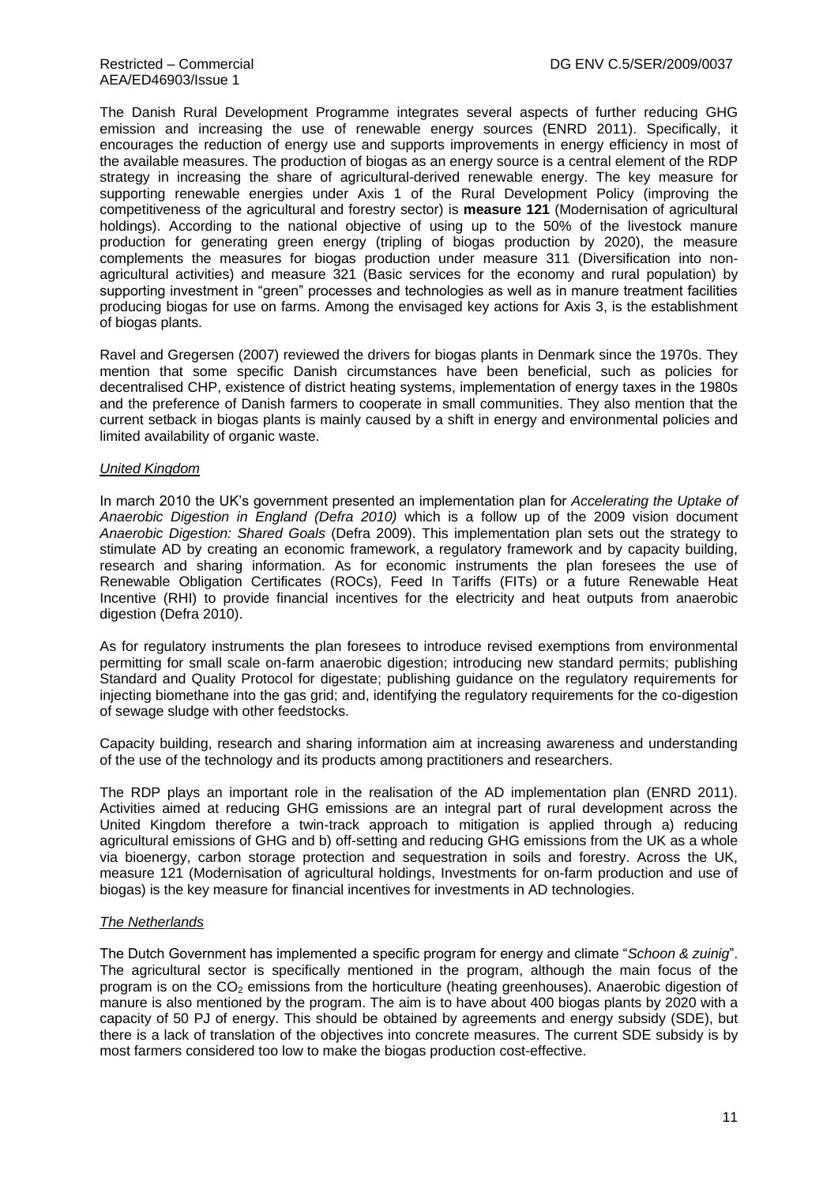The Danish Rural Development Programme integrates several aspects of further reducing GHG emission and increasing the use of renewable energy sources (ENRD 2011). Specifically, it encourages the reduction of energy use and supports improvements in energy efficiency in most of the available measures. The production of biogas as an energy source is a central element of the RDP strategy in increasing the share of agricultural-derived renewable energy. The key measure for supporting renewable energies under Axis 1 of the Rural Development Policy (improving the competitiveness of the agricultural and forestry sector) is **measure 121** (Modernisation of agricultural holdings). According to the national objective of using up to the 50% of the livestock manure production for generating green energy (tripling of biogas production by 2020), the measure complements the measures for biogas production under measure 311 (Diversification into non-agricultural activities) and measure 321 (Basic services for the economy and rural population) by supporting investment in "green" processes and technologies as well as in manure treatment facilities producing biogas for use on farms. Among the envisaged key actions for Axis 3, is the establishment of biogas plants.

Ravel and Gregersen (2007) reviewed the drivers for biogas plants in Denmark since the 1970s. They mention that some specific Danish circumstances have been beneficial, such as policies for decentralised CHP, existence of district heating systems, implementation of energy taxes in the 1980s and the preference of Danish farmers to cooperate in small communities. They also mention that the current setback in biogas plants is mainly caused by a shift in energy and environmental policies and limited availability of organic waste.

*United Kingdom*

In march 2010 the UK's government presented an implementation plan for *Accelerating the Uptake of Anaerobic Digestion in England (Defra 2010)* which is a follow up of the 2009 vision document *Anaerobic Digestion: Shared Goals* (Defra 2009). This implementation plan sets out the strategy to stimulate AD by creating an economic framework, a regulatory framework and by capacity building, research and sharing information. As for economic instruments the plan foresees the use of Renewable Obligation Certificates (ROCs), Feed In Tariffs (FITs) or a future Renewable Heat Incentive (RHI) to provide financial incentives for the electricity and heat outputs from anaerobic digestion (Defra 2010).

As for regulatory instruments the plan foresees to introduce revised exemptions from environmental permitting for small scale on-farm anaerobic digestion; introducing new standard permits; publishing Standard and Quality Protocol for digestate; publishing guidance on the regulatory requirements for injecting biomethane into the gas grid; and, identifying the regulatory requirements for the co-digestion of sewage sludge with other feedstocks.

Capacity building, research and sharing information aim at increasing awareness and understanding of the use of the technology and its products among practitioners and researchers.

The RDP plays an important role in the realisation of the AD implementation plan (ENRD 2011). Activities aimed at reducing GHG emissions are an integral part of rural development across the United Kingdom therefore a twin-track approach to mitigation is applied through a) reducing agricultural emissions of GHG and b) off-setting and reducing GHG emissions from the UK as a whole via bioenergy, carbon storage protection and sequestration in soils and forestry. Across the UK, measure 121 (Modernisation of agricultural holdings, Investments for on-farm production and use of biogas) is the key measure for financial incentives for investments in AD technologies.

*The Netherlands*

The Dutch Government has implemented a specific program for energy and climate "*Schoon & zuinig*". The agricultural sector is specifically mentioned in the program, although the main focus of the program is on the $CO_2$ emissions from the horticulture (heating greenhouses). Anaerobic digestion of manure is also mentioned by the program. The aim is to have about 400 biogas plants by 2020 with a capacity of 50 PJ of energy. This should be obtained by agreements and energy subsidy (SDE), but there is a lack of translation of the objectives into concrete measures. The current SDE subsidy is by most farmers considered too low to make the biogas production cost-effective.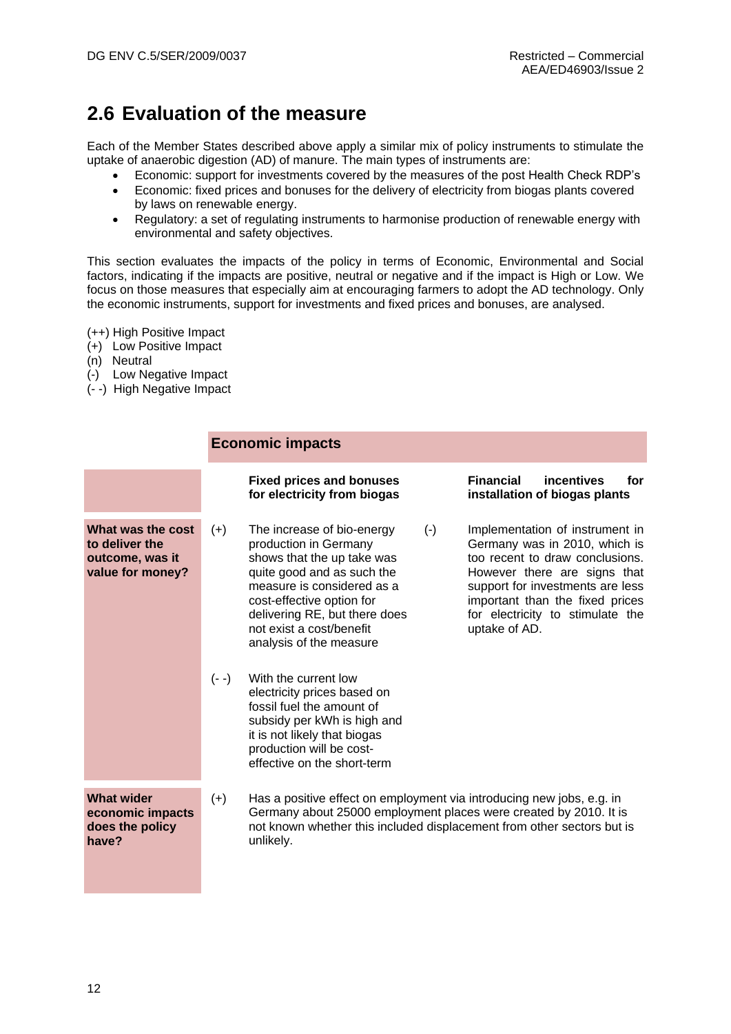## 2.6 Evaluation of the measure

Each of the Member States described above apply a similar mix of policy instruments to stimulate the uptake of anaerobic digestion (AD) of manure. The main types of instruments are:

- Economic: support for investments covered by the measures of the post Health Check RDP's
- Economic: fixed prices and bonuses for the delivery of electricity from biogas plants covered by laws on renewable energy.
- Regulatory: a set of regulating instruments to harmonise production of renewable energy with environmental and safety objectives.

This section evaluates the impacts of the policy in terms of Economic, Environmental and Social factors, indicating if the impacts are positive, neutral or negative and if the impact is High or Low. We focus on those measures that especially aim at encouraging farmers to adopt the AD technology. Only the economic instruments, support for investments and fixed prices and bonuses, are analysed.

(++) High Positive Impact
(+) Low Positive Impact
(n) Neutral
(-) Low Negative Impact
(- -) High Negative Impact

| | Economic impacts | | | |
|---|---|---|---|---|
| | | **Fixed prices and bonuses for electricity from biogas** | | **Financial incentives for installation of biogas plants** |
| **What was the cost to deliver the outcome, was it value for money?** | (+) | The increase of bio-energy production in Germany shows that the up take was quite good and as such the measure is considered as a cost-effective option for delivering RE, but there does not exist a cost/benefit analysis of the measure | (-) | Implementation of instrument in Germany was in 2010, which is too recent to draw conclusions. However there are signs that support for investments are less important than the fixed prices for electricity to stimulate the uptake of AD. |
| | (- -) | With the current low electricity prices based on fossil fuel the amount of subsidy per kWh is high and it is not likely that biogas production will be cost-effective on the short-term | | |
| **What wider economic impacts does the policy have?** | (+) | Has a positive effect on employment via introducing new jobs, e.g. in Germany about 25000 employment places were created by 2010. It is not known whether this included displacement from other sectors but is unlikely. | | |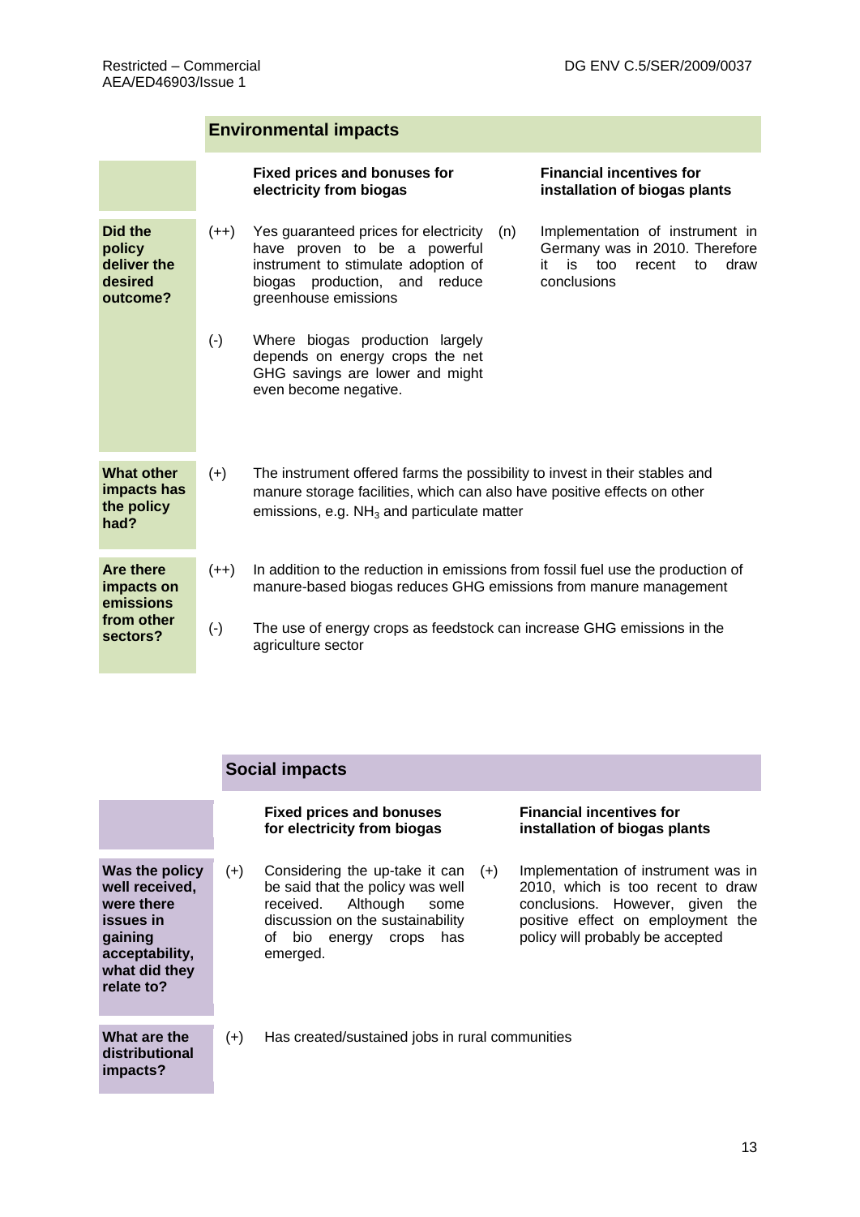## Environmental impacts

| | | Fixed prices and bonuses for electricity from biogas | | Financial incentives for installation of biogas plants |
|---|---|---|---|---|
| **Did the policy deliver the desired outcome?** | (++) | Yes guaranteed prices for electricity have proven to be a powerful instrument to stimulate adoption of biogas production, and reduce greenhouse emissions | (n) | Implementation of instrument in Germany was in 2010. Therefore it is too recent to draw conclusions |
| | (-) | Where biogas production largely depends on energy crops the net GHG savings are lower and might even become negative. | | |
| **What other impacts has the policy had?** | (+) | The instrument offered farms the possibility to invest in their stables and manure storage facilities, which can also have positive effects on other emissions, e.g. $NH_3$ and particulate matter | | |
| **Are there impacts on emissions from other sectors?** | (++) | In addition to the reduction in emissions from fossil fuel use the production of manure-based biogas reduces GHG emissions from manure management | | |
| | (-) | The use of energy crops as feedstock can increase GHG emissions in the agriculture sector | | |

## Social impacts

| | | Fixed prices and bonuses for electricity from biogas | | Financial incentives for installation of biogas plants |
|---|---|---|---|---|
| **Was the policy well received, were there issues in gaining acceptability, what did they relate to?** | (+) | Considering the up-take it can be said that the policy was well received. Although some discussion on the sustainability of bio energy crops has emerged. | (+) | Implementation of instrument was in 2010, which is too recent to draw conclusions. However, given the positive effect on employment the policy will probably be accepted |
| **What are the distributional impacts?** | (+) | Has created/sustained jobs in rural communities | | |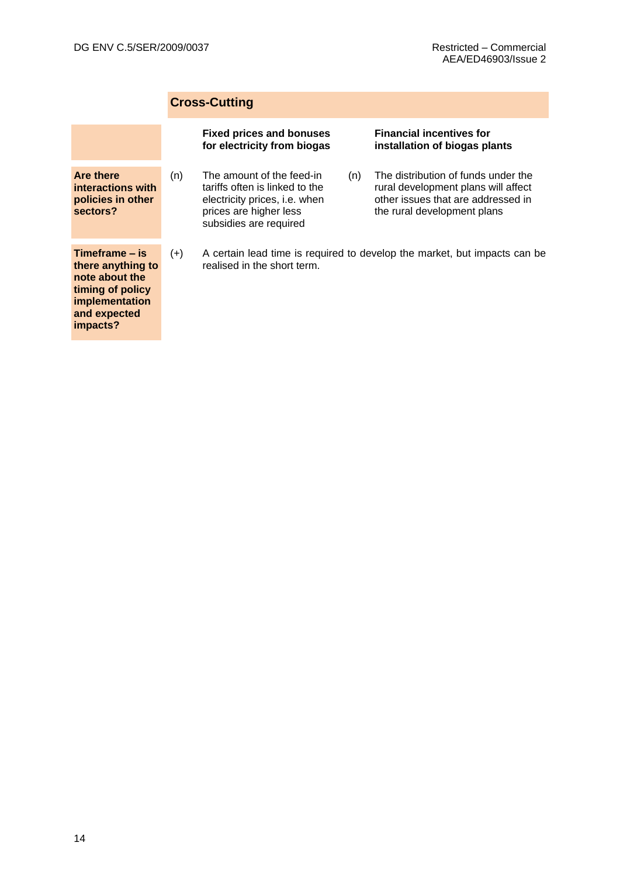## Cross-Cutting

| | | Fixed prices and bonuses for electricity from biogas | | Financial incentives for installation of biogas plants |
|---|---|---|---|---|
| **Are there interactions with policies in other sectors?** | (n) | The amount of the feed-in tariffs often is linked to the electricity prices, i.e. when prices are higher less subsidies are required | (n) | The distribution of funds under the rural development plans will affect other issues that are addressed in the rural development plans |
| **Timeframe – is there anything to note about the timing of policy implementation and expected impacts?** | (+) | A certain lead time is required to develop the market, but impacts can be realised in the short term. | | |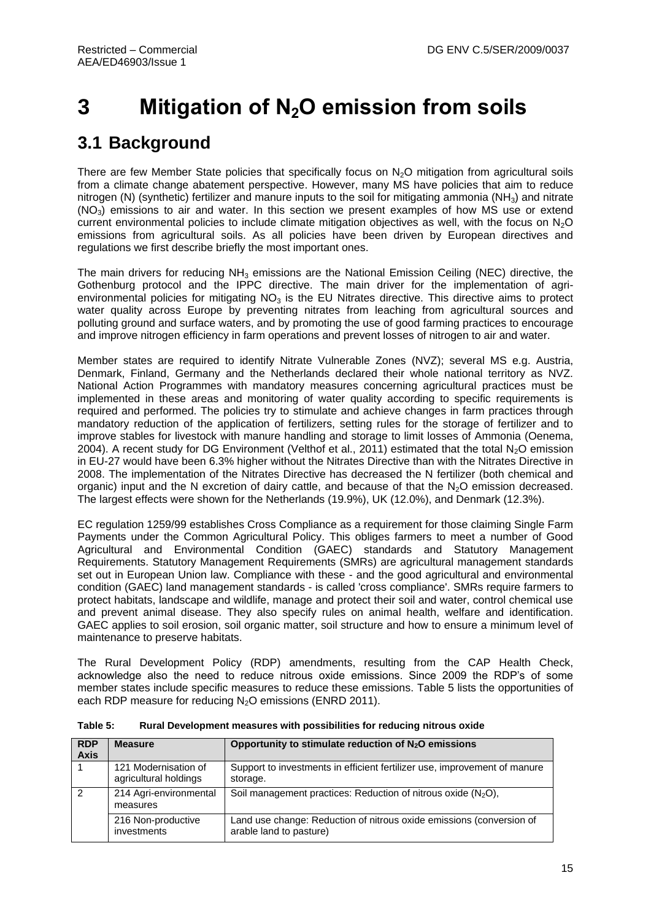# 3 Mitigation of $N_2O$ emission from soils

## 3.1 Background

There are few Member State policies that specifically focus on $N_2O$ mitigation from agricultural soils from a climate change abatement perspective. However, many MS have policies that aim to reduce nitrogen (N) (synthetic) fertilizer and manure inputs to the soil for mitigating ammonia ($NH_3$) and nitrate ($NO_3$) emissions to air and water. In this section we present examples of how MS use or extend current environmental policies to include climate mitigation objectives as well, with the focus on $N_2O$ emissions from agricultural soils. As all policies have been driven by European directives and regulations we first describe briefly the most important ones.

The main drivers for reducing $NH_3$ emissions are the National Emission Ceiling (NEC) directive, the Gothenburg protocol and the IPPC directive. The main driver for the implementation of agri-environmental policies for mitigating $NO_3$ is the EU Nitrates directive. This directive aims to protect water quality across Europe by preventing nitrates from leaching from agricultural sources and polluting ground and surface waters, and by promoting the use of good farming practices to encourage and improve nitrogen efficiency in farm operations and prevent losses of nitrogen to air and water.

Member states are required to identify Nitrate Vulnerable Zones (NVZ); several MS e.g. Austria, Denmark, Finland, Germany and the Netherlands declared their whole national territory as NVZ. National Action Programmes with mandatory measures concerning agricultural practices must be implemented in these areas and monitoring of water quality according to specific requirements is required and performed. The policies try to stimulate and achieve changes in farm practices through mandatory reduction of the application of fertilizers, setting rules for the storage of fertilizer and to improve stables for livestock with manure handling and storage to limit losses of Ammonia (Oenema, 2004). A recent study for DG Environment (Velthof et al., 2011) estimated that the total $N_2O$ emission in EU-27 would have been 6.3% higher without the Nitrates Directive than with the Nitrates Directive in 2008. The implementation of the Nitrates Directive has decreased the N fertilizer (both chemical and organic) input and the N excretion of dairy cattle, and because of that the $N_2O$ emission decreased. The largest effects were shown for the Netherlands (19.9%), UK (12.0%), and Denmark (12.3%).

EC regulation 1259/99 establishes Cross Compliance as a requirement for those claiming Single Farm Payments under the Common Agricultural Policy. This obliges farmers to meet a number of Good Agricultural and Environmental Condition (GAEC) standards and Statutory Management Requirements. Statutory Management Requirements (SMRs) are agricultural management standards set out in European Union law. Compliance with these - and the good agricultural and environmental condition (GAEC) land management standards - is called 'cross compliance'. SMRs require farmers to protect habitats, landscape and wildlife, manage and protect their soil and water, control chemical use and prevent animal disease. They also specify rules on animal health, welfare and identification. GAEC applies to soil erosion, soil organic matter, soil structure and how to ensure a minimum level of maintenance to preserve habitats.

The Rural Development Policy (RDP) amendments, resulting from the CAP Health Check, acknowledge also the need to reduce nitrous oxide emissions. Since 2009 the RDP's of some member states include specific measures to reduce these emissions. Table 5 lists the opportunities of each RDP measure for reducing $N_2O$ emissions (ENRD 2011).

**Table 5: Rural Development measures with possibilities for reducing nitrous oxide**

| RDP Axis | Measure | Opportunity to stimulate reduction of $N_2O$ emissions |
|---|---|---|
| 1 | 121 Modernisation of agricultural holdings | Support to investments in efficient fertilizer use, improvement of manure storage. |
| 2 | 214 Agri-environmental measures | Soil management practices: Reduction of nitrous oxide ($N_2O$), |
| | 216 Non-productive investments | Land use change: Reduction of nitrous oxide emissions (conversion of arable land to pasture) |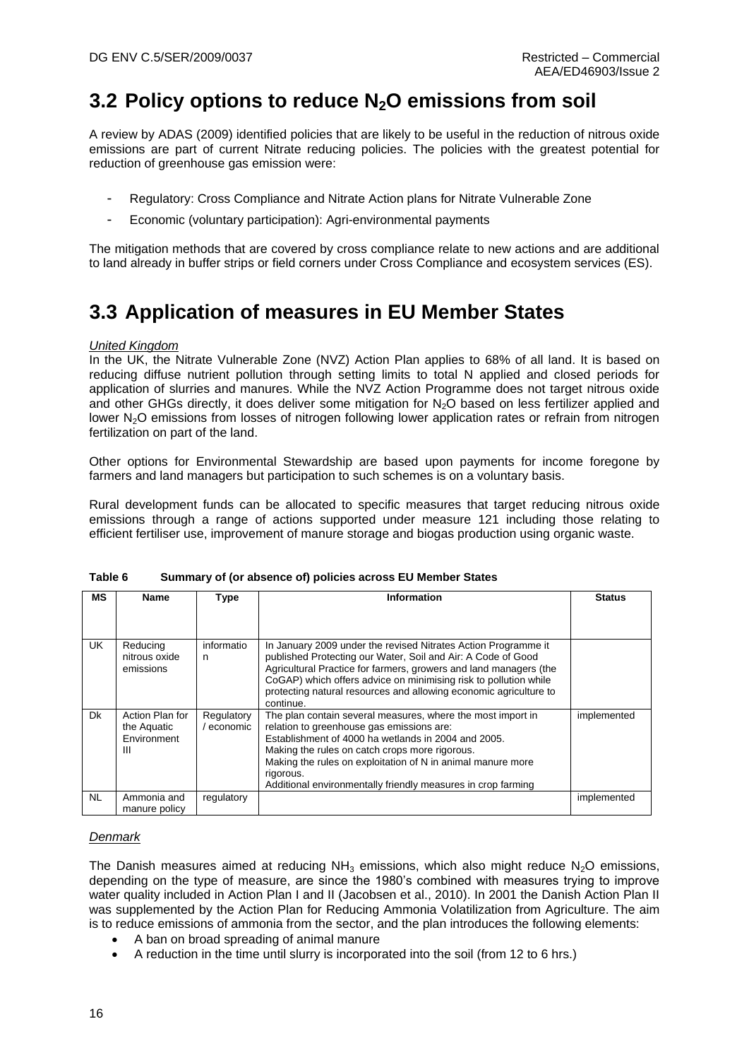## 3.2 Policy options to reduce $N_2O$ emissions from soil

A review by ADAS (2009) identified policies that are likely to be useful in the reduction of nitrous oxide emissions are part of current Nitrate reducing policies. The policies with the greatest potential for reduction of greenhouse gas emission were:

- Regulatory: Cross Compliance and Nitrate Action plans for Nitrate Vulnerable Zone
- Economic (voluntary participation): Agri-environmental payments

The mitigation methods that are covered by cross compliance relate to new actions and are additional to land already in buffer strips or field corners under Cross Compliance and ecosystem services (ES).

## 3.3 Application of measures in EU Member States

*United Kingdom*

In the UK, the Nitrate Vulnerable Zone (NVZ) Action Plan applies to 68% of all land. It is based on reducing diffuse nutrient pollution through setting limits to total N applied and closed periods for application of slurries and manures. While the NVZ Action Programme does not target nitrous oxide and other GHGs directly, it does deliver some mitigation for $N_2O$ based on less fertilizer applied and lower $N_2O$ emissions from losses of nitrogen following lower application rates or refrain from nitrogen fertilization on part of the land.

Other options for Environmental Stewardship are based upon payments for income foregone by farmers and land managers but participation to such schemes is on a voluntary basis.

Rural development funds can be allocated to specific measures that target reducing nitrous oxide emissions through a range of actions supported under measure 121 including those relating to efficient fertiliser use, improvement of manure storage and biogas production using organic waste.

**Table 6 Summary of (or absence of) policies across EU Member States**

| MS | Name | Type | Information | Status |
|---|---|---|---|---|
| UK | Reducing nitrous oxide emissions | information | In January 2009 under the revised Nitrates Action Programme it published Protecting our Water, Soil and Air: A Code of Good Agricultural Practice for farmers, growers and land managers (the CoGAP) which offers advice on minimising risk to pollution while protecting natural resources and allowing economic agriculture to continue. | |
| Dk | Action Plan for the Aquatic Environment III | Regulatory / economic | The plan contain several measures, where the most import in relation to greenhouse gas emissions are:<br>Establishment of 4000 ha wetlands in 2004 and 2005.<br>Making the rules on catch crops more rigorous.<br>Making the rules on exploitation of N in animal manure more rigorous.<br>Additional environmentally friendly measures in crop farming | implemented |
| NL | Ammonia and manure policy | regulatory | | implemented |

*Denmark*

The Danish measures aimed at reducing $NH_3$ emissions, which also might reduce $N_2O$ emissions, depending on the type of measure, are since the 1980's combined with measures trying to improve water quality included in Action Plan I and II (Jacobsen et al., 2010). In 2001 the Danish Action Plan II was supplemented by the Action Plan for Reducing Ammonia Volatilization from Agriculture. The aim is to reduce emissions of ammonia from the sector, and the plan introduces the following elements:

- A ban on broad spreading of animal manure
- A reduction in the time until slurry is incorporated into the soil (from 12 to 6 hrs.)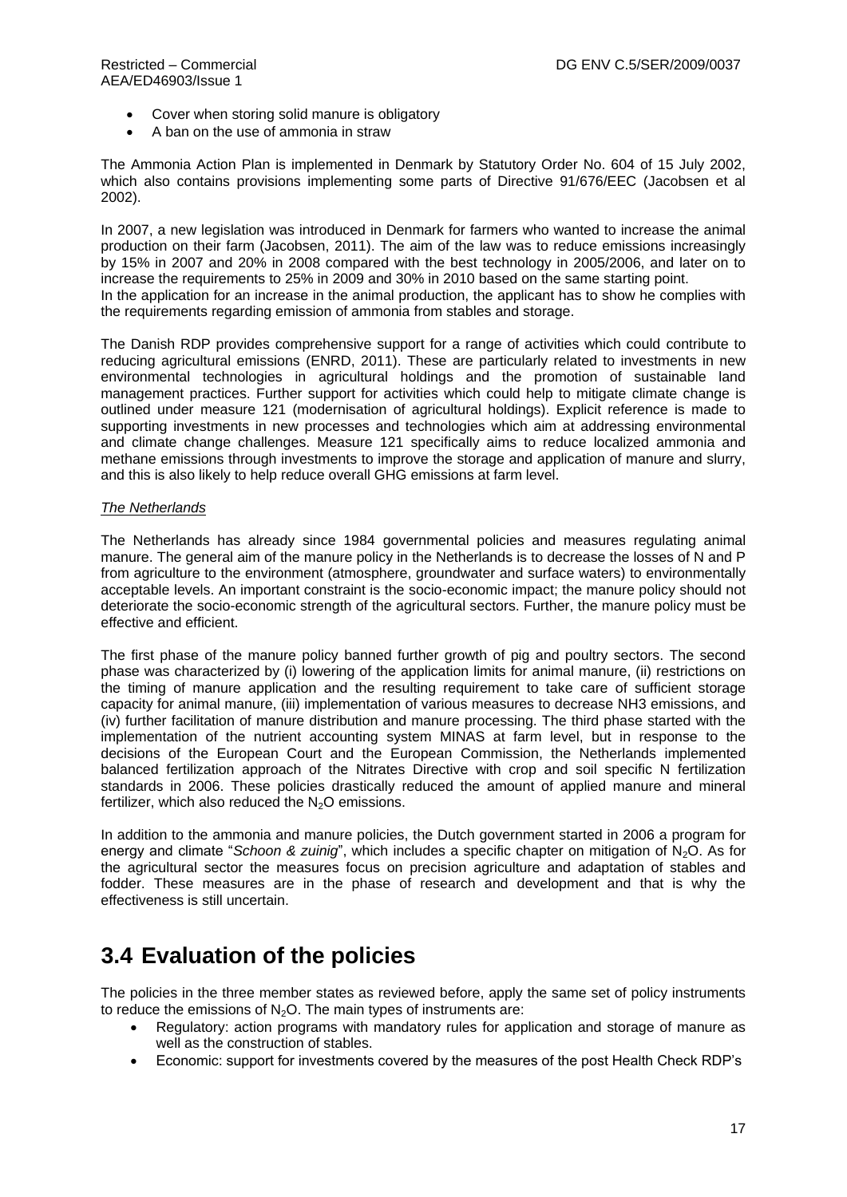- Cover when storing solid manure is obligatory
- A ban on the use of ammonia in straw

The Ammonia Action Plan is implemented in Denmark by Statutory Order No. 604 of 15 July 2002, which also contains provisions implementing some parts of Directive 91/676/EEC (Jacobsen et al 2002).

In 2007, a new legislation was introduced in Denmark for farmers who wanted to increase the animal production on their farm (Jacobsen, 2011). The aim of the law was to reduce emissions increasingly by 15% in 2007 and 20% in 2008 compared with the best technology in 2005/2006, and later on to increase the requirements to 25% in 2009 and 30% in 2010 based on the same starting point.
In the application for an increase in the animal production, the applicant has to show he complies with the requirements regarding emission of ammonia from stables and storage.

The Danish RDP provides comprehensive support for a range of activities which could contribute to reducing agricultural emissions (ENRD, 2011). These are particularly related to investments in new environmental technologies in agricultural holdings and the promotion of sustainable land management practices. Further support for activities which could help to mitigate climate change is outlined under measure 121 (modernisation of agricultural holdings). Explicit reference is made to supporting investments in new processes and technologies which aim at addressing environmental and climate change challenges. Measure 121 specifically aims to reduce localized ammonia and methane emissions through investments to improve the storage and application of manure and slurry, and this is also likely to help reduce overall GHG emissions at farm level.

*The Netherlands*

The Netherlands has already since 1984 governmental policies and measures regulating animal manure. The general aim of the manure policy in the Netherlands is to decrease the losses of N and P from agriculture to the environment (atmosphere, groundwater and surface waters) to environmentally acceptable levels. An important constraint is the socio-economic impact; the manure policy should not deteriorate the socio-economic strength of the agricultural sectors. Further, the manure policy must be effective and efficient.

The first phase of the manure policy banned further growth of pig and poultry sectors. The second phase was characterized by (i) lowering of the application limits for animal manure, (ii) restrictions on the timing of manure application and the resulting requirement to take care of sufficient storage capacity for animal manure, (iii) implementation of various measures to decrease NH3 emissions, and (iv) further facilitation of manure distribution and manure processing. The third phase started with the implementation of the nutrient accounting system MINAS at farm level, but in response to the decisions of the European Court and the European Commission, the Netherlands implemented balanced fertilization approach of the Nitrates Directive with crop and soil specific N fertilization standards in 2006. These policies drastically reduced the amount of applied manure and mineral fertilizer, which also reduced the $N_2O$ emissions.

In addition to the ammonia and manure policies, the Dutch government started in 2006 a program for energy and climate "*Schoon & zuinig*", which includes a specific chapter on mitigation of $N_2O$. As for the agricultural sector the measures focus on precision agriculture and adaptation of stables and fodder. These measures are in the phase of research and development and that is why the effectiveness is still uncertain.

## 3.4 Evaluation of the policies

The policies in the three member states as reviewed before, apply the same set of policy instruments to reduce the emissions of $N_2O$. The main types of instruments are:

- Regulatory: action programs with mandatory rules for application and storage of manure as well as the construction of stables.
- Economic: support for investments covered by the measures of the post Health Check RDP's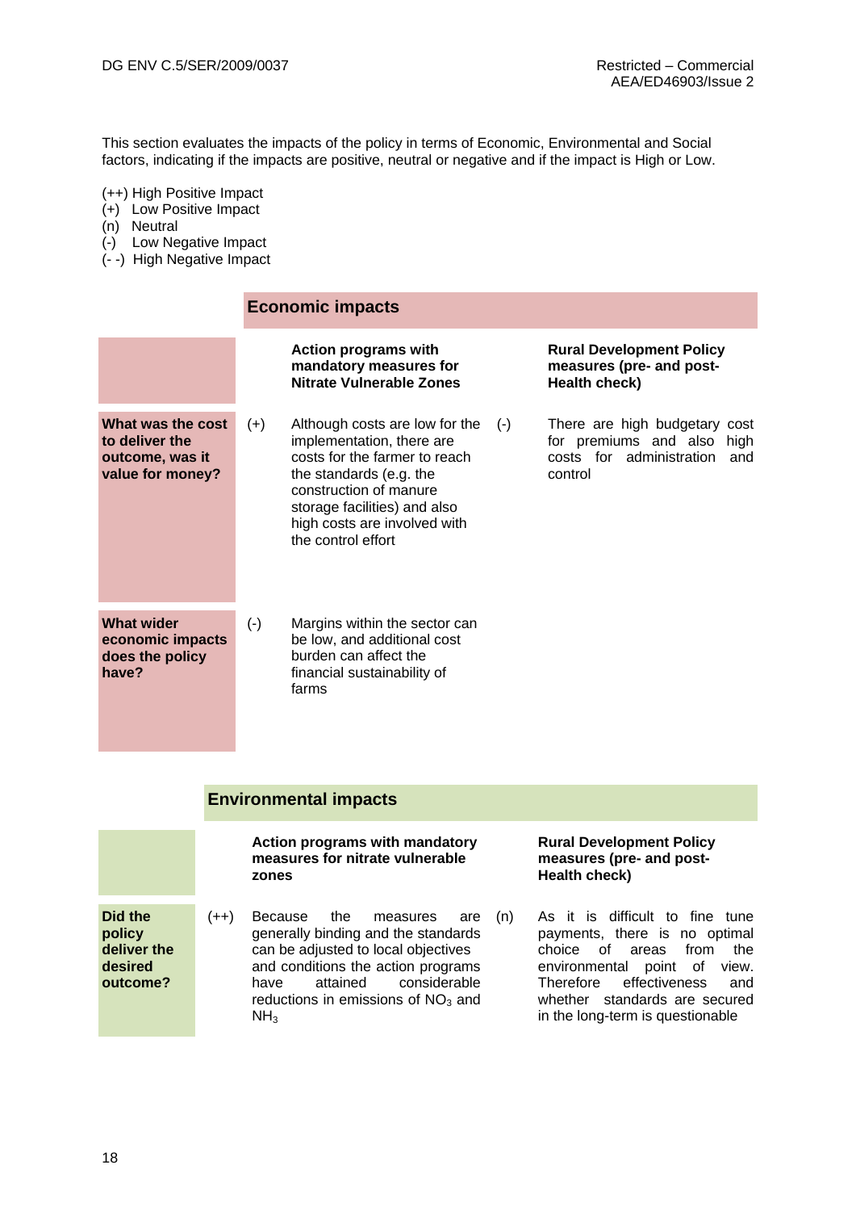This section evaluates the impacts of the policy in terms of Economic, Environmental and Social factors, indicating if the impacts are positive, neutral or negative and if the impact is High or Low.

(++) High Positive Impact
(+) Low Positive Impact
(n) Neutral
(-) Low Negative Impact
(- -) High Negative Impact

**Economic impacts**

| | | Action programs with mandatory measures for Nitrate Vulnerable Zones | | Rural Development Policy measures (pre- and post-Health check) |
|---|---|---|---|---|
| **What was the cost to deliver the outcome, was it value for money?** | (+) | Although costs are low for the implementation, there are costs for the farmer to reach the standards (e.g. the construction of manure storage facilities) and also high costs are involved with the control effort | (-) | There are high budgetary cost for premiums and also high costs for administration and control |
| **What wider economic impacts does the policy have?** | (-) | Margins within the sector can be low, and additional cost burden can affect the financial sustainability of farms | | |

**Environmental impacts**

| | | Action programs with mandatory measures for nitrate vulnerable zones | | Rural Development Policy measures (pre- and post-Health check) |
|---|---|---|---|---|
| **Did the policy deliver the desired outcome?** | (++) | Because the measures are generally binding and the standards can be adjusted to local objectives and conditions the action programs have attained considerable reductions in emissions of $NO_3$ and $NH_3$ | (n) | As it is difficult to fine tune payments, there is no optimal choice of areas from the environmental point of view. Therefore effectiveness and whether standards are secured in the long-term is questionable |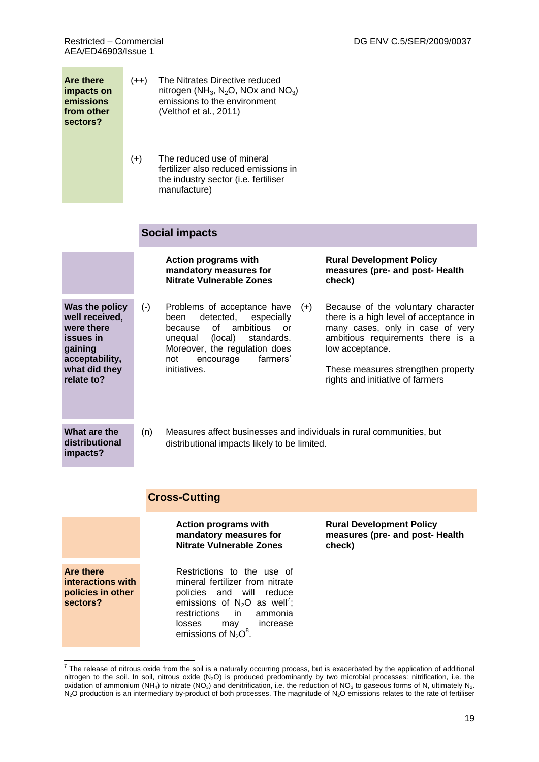| | | |
|---|---|---|
| **Are there impacts on emissions from other sectors?** | (++) | The Nitrates Directive reduced nitrogen ($NH_3$, $N_2O$, NOx and $NO_3$) emissions to the environment (Velthof et al., 2011) |
| | (+) | The reduced use of mineral fertilizer also reduced emissions in the industry sector (i.e. fertiliser manufacture) |

## Social impacts

| | | Action programs with mandatory measures for Nitrate Vulnerable Zones | | Rural Development Policy measures (pre- and post- Health check) |
|---|---|---|---|---|
| **Was the policy well received, were there issues in gaining acceptability, what did they relate to?** | (-) | Problems of acceptance have been detected, especially because of ambitious or unequal (local) standards. Moreover, the regulation does not encourage farmers' initiatives. | (+) | Because of the voluntary character there is a high level of acceptance in many cases, only in case of very ambitious requirements there is a low acceptance.<br><br>These measures strengthen property rights and initiative of farmers |
| **What are the distributional impacts?** | (n) | Measures affect businesses and individuals in rural communities, but distributional impacts likely to be limited. | | |

## Cross-Cutting

| | Action programs with mandatory measures for Nitrate Vulnerable Zones | Rural Development Policy measures (pre- and post- Health check) |
|---|---|---|
| **Are there interactions with policies in other sectors?** | Restrictions to the use of mineral fertilizer from nitrate policies and will reduce emissions of $N_2O$ as well[7]; restrictions in ammonia losses may increase emissions of $N_2O$[8]. | |

[7] The release of nitrous oxide from the soil is a naturally occurring process, but is exacerbated by the application of additional nitrogen to the soil. In soil, nitrous oxide ($N_2O$) is produced predominantly by two microbial processes: nitrification, i.e. the oxidation of ammonium ($NH_4$) to nitrate ($NO_3$) and denitrification, i.e. the reduction of $NO_3$ to gaseous forms of N, ultimately $N_2$. $N_2O$ production is an intermediary by-product of both processes. The magnitude of $N_2O$ emissions relates to the rate of fertiliser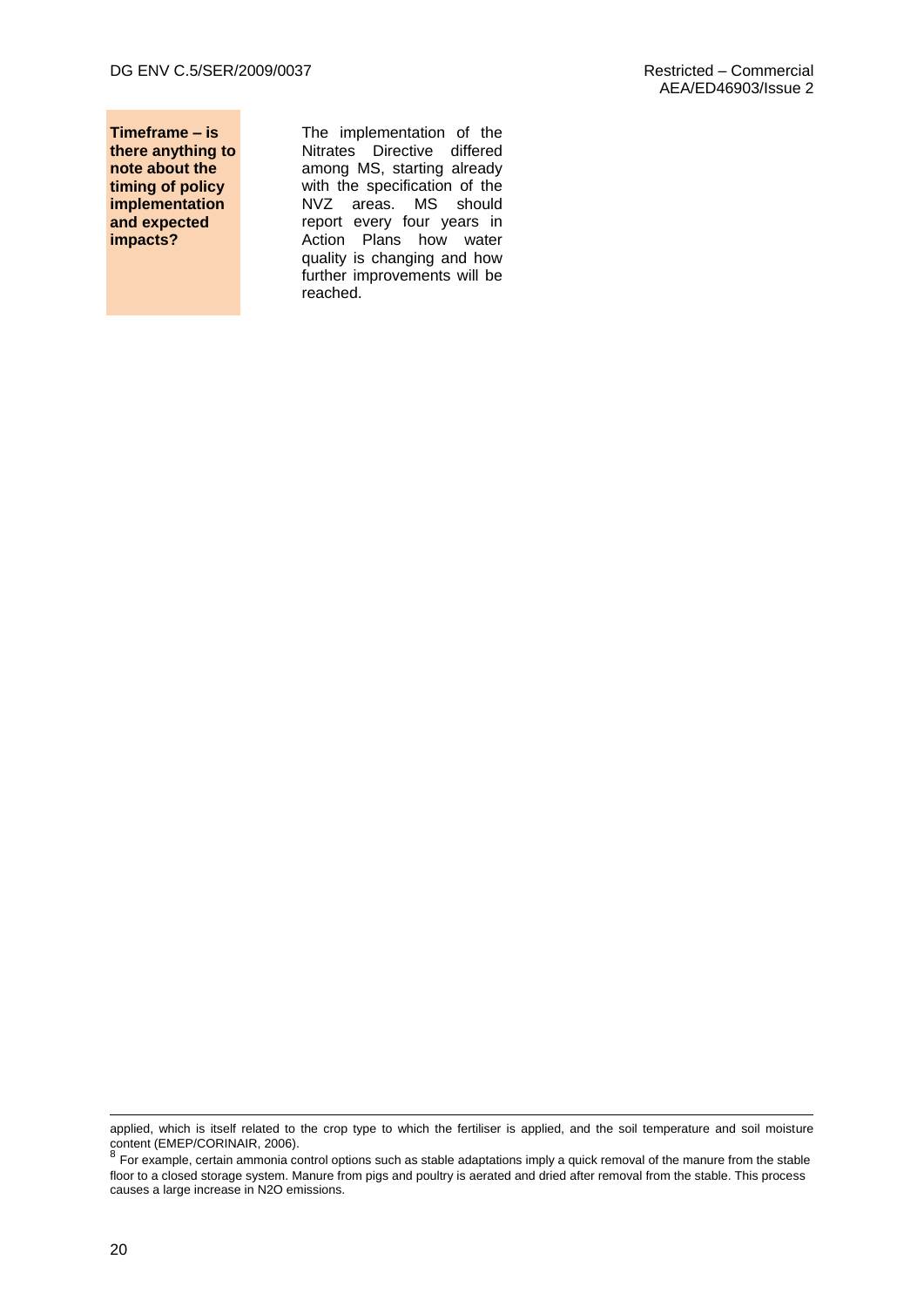| | |
|---|---|
| **Timeframe – is there anything to note about the timing of policy implementation and expected impacts?** | The implementation of the Nitrates Directive differed among MS, starting already with the specification of the NVZ areas. MS should report every four years in Action Plans how water quality is changing and how further improvements will be reached. |

---

applied, which is itself related to the crop type to which the fertiliser is applied, and the soil temperature and soil moisture content (EMEP/CORINAIR, 2006).

[8] For example, certain ammonia control options such as stable adaptations imply a quick removal of the manure from the stable floor to a closed storage system. Manure from pigs and poultry is aerated and dried after removal from the stable. This process causes a large increase in N2O emissions.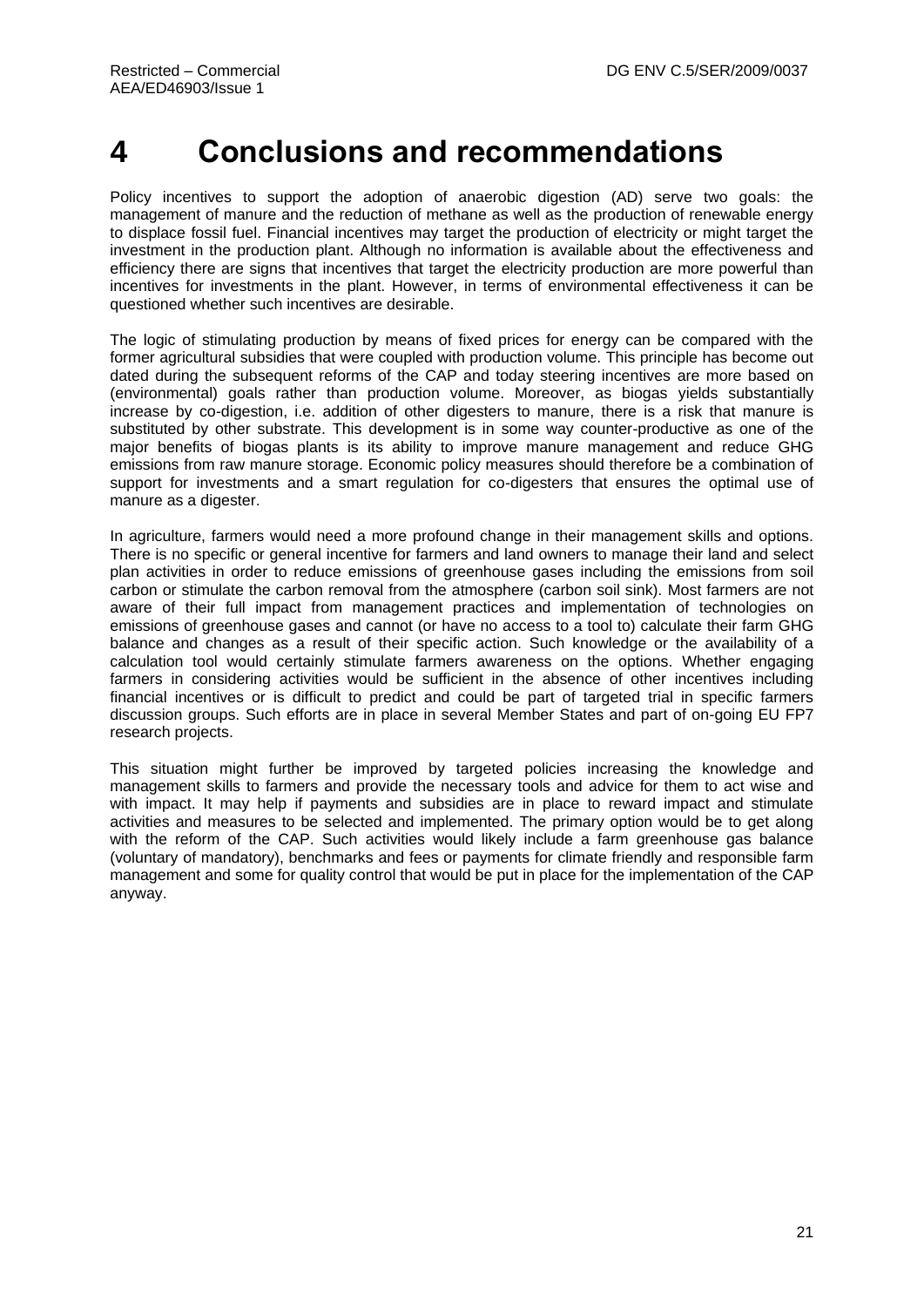# 4 Conclusions and recommendations

Policy incentives to support the adoption of anaerobic digestion (AD) serve two goals: the management of manure and the reduction of methane as well as the production of renewable energy to displace fossil fuel. Financial incentives may target the production of electricity or might target the investment in the production plant. Although no information is available about the effectiveness and efficiency there are signs that incentives that target the electricity production are more powerful than incentives for investments in the plant. However, in terms of environmental effectiveness it can be questioned whether such incentives are desirable.

The logic of stimulating production by means of fixed prices for energy can be compared with the former agricultural subsidies that were coupled with production volume. This principle has become out dated during the subsequent reforms of the CAP and today steering incentives are more based on (environmental) goals rather than production volume. Moreover, as biogas yields substantially increase by co-digestion, i.e. addition of other digesters to manure, there is a risk that manure is substituted by other substrate. This development is in some way counter-productive as one of the major benefits of biogas plants is its ability to improve manure management and reduce GHG emissions from raw manure storage. Economic policy measures should therefore be a combination of support for investments and a smart regulation for co-digesters that ensures the optimal use of manure as a digester.

In agriculture, farmers would need a more profound change in their management skills and options. There is no specific or general incentive for farmers and land owners to manage their land and select plan activities in order to reduce emissions of greenhouse gases including the emissions from soil carbon or stimulate the carbon removal from the atmosphere (carbon soil sink). Most farmers are not aware of their full impact from management practices and implementation of technologies on emissions of greenhouse gases and cannot (or have no access to a tool to) calculate their farm GHG balance and changes as a result of their specific action. Such knowledge or the availability of a calculation tool would certainly stimulate farmers awareness on the options. Whether engaging farmers in considering activities would be sufficient in the absence of other incentives including financial incentives or is difficult to predict and could be part of targeted trial in specific farmers discussion groups. Such efforts are in place in several Member States and part of on-going EU FP7 research projects.

This situation might further be improved by targeted policies increasing the knowledge and management skills to farmers and provide the necessary tools and advice for them to act wise and with impact. It may help if payments and subsidies are in place to reward impact and stimulate activities and measures to be selected and implemented. The primary option would be to get along with the reform of the CAP. Such activities would likely include a farm greenhouse gas balance (voluntary of mandatory), benchmarks and fees or payments for climate friendly and responsible farm management and some for quality control that would be put in place for the implementation of the CAP anyway.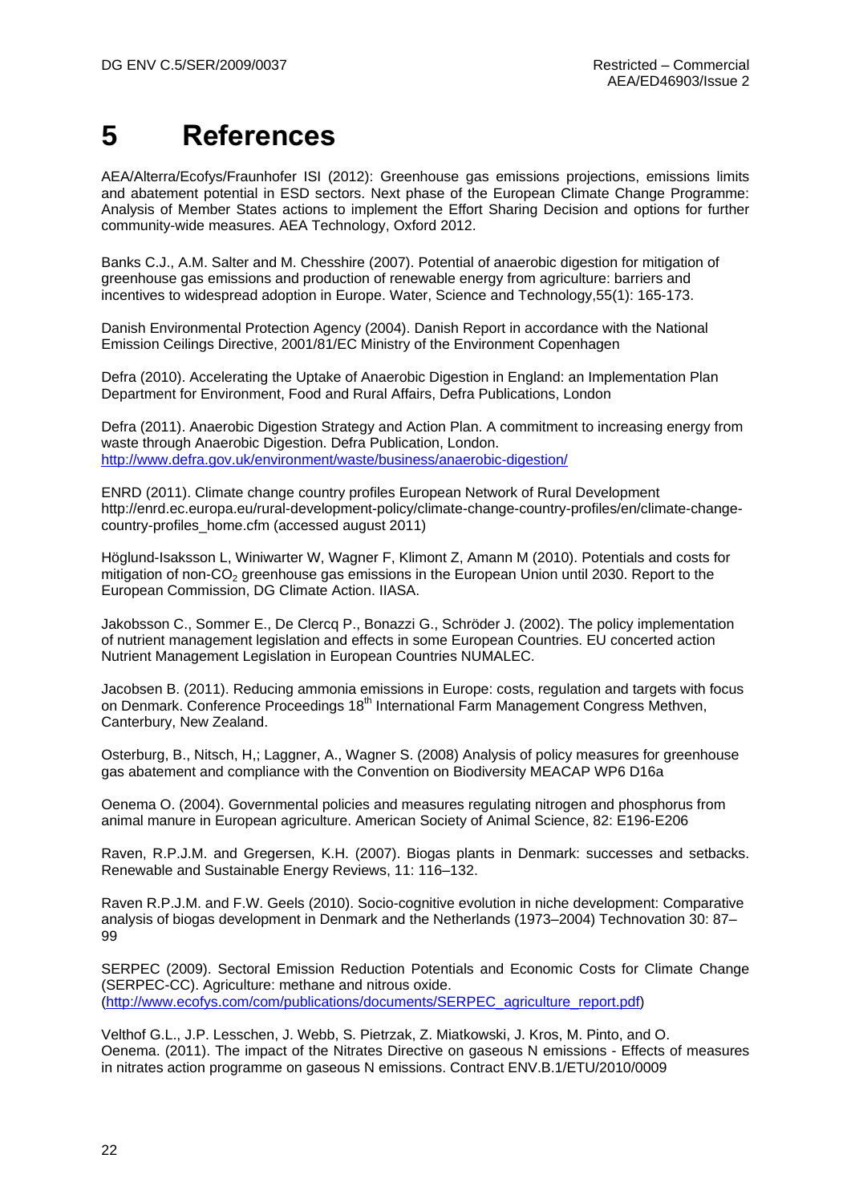# 5 References

AEA/Alterra/Ecofys/Fraunhofer ISI (2012): Greenhouse gas emissions projections, emissions limits and abatement potential in ESD sectors. Next phase of the European Climate Change Programme: Analysis of Member States actions to implement the Effort Sharing Decision and options for further community-wide measures. AEA Technology, Oxford 2012.

Banks C.J., A.M. Salter and M. Chesshire (2007). Potential of anaerobic digestion for mitigation of greenhouse gas emissions and production of renewable energy from agriculture: barriers and incentives to widespread adoption in Europe. Water, Science and Technology,55(1): 165-173.

Danish Environmental Protection Agency (2004). Danish Report in accordance with the National Emission Ceilings Directive, 2001/81/EC Ministry of the Environment Copenhagen

Defra (2010). Accelerating the Uptake of Anaerobic Digestion in England: an Implementation Plan Department for Environment, Food and Rural Affairs, Defra Publications, London

Defra (2011). Anaerobic Digestion Strategy and Action Plan. A commitment to increasing energy from waste through Anaerobic Digestion. Defra Publication, London. http://www.defra.gov.uk/environment/waste/business/anaerobic-digestion/

ENRD (2011). Climate change country profiles European Network of Rural Development http://enrd.ec.europa.eu/rural-development-policy/climate-change-country-profiles/en/climate-change-country-profiles_home.cfm (accessed august 2011)

Höglund-Isaksson L, Winiwarter W, Wagner F, Klimont Z, Amann M (2010). Potentials and costs for mitigation of non-$CO_2$ greenhouse gas emissions in the European Union until 2030. Report to the European Commission, DG Climate Action. IIASA.

Jakobsson C., Sommer E., De Clercq P., Bonazzi G., Schröder J. (2002). The policy implementation of nutrient management legislation and effects in some European Countries. EU concerted action Nutrient Management Legislation in European Countries NUMALEC.

Jacobsen B. (2011). Reducing ammonia emissions in Europe: costs, regulation and targets with focus on Denmark. Conference Proceedings 18th International Farm Management Congress Methven, Canterbury, New Zealand.

Osterburg, B., Nitsch, H,; Laggner, A., Wagner S. (2008) Analysis of policy measures for greenhouse gas abatement and compliance with the Convention on Biodiversity MEACAP WP6 D16a

Oenema O. (2004). Governmental policies and measures regulating nitrogen and phosphorus from animal manure in European agriculture. American Society of Animal Science, 82: E196-E206

Raven, R.P.J.M. and Gregersen, K.H. (2007). Biogas plants in Denmark: successes and setbacks. Renewable and Sustainable Energy Reviews, 11: 116–132.

Raven R.P.J.M. and F.W. Geels (2010). Socio-cognitive evolution in niche development: Comparative analysis of biogas development in Denmark and the Netherlands (1973–2004) Technovation 30: 87–99

SERPEC (2009). Sectoral Emission Reduction Potentials and Economic Costs for Climate Change (SERPEC-CC). Agriculture: methane and nitrous oxide. (http://www.ecofys.com/com/publications/documents/SERPEC_agriculture_report.pdf)

Velthof G.L., J.P. Lesschen, J. Webb, S. Pietrzak, Z. Miatkowski, J. Kros, M. Pinto, and O. Oenema. (2011). The impact of the Nitrates Directive on gaseous N emissions - Effects of measures in nitrates action programme on gaseous N emissions. Contract ENV.B.1/ETU/2010/0009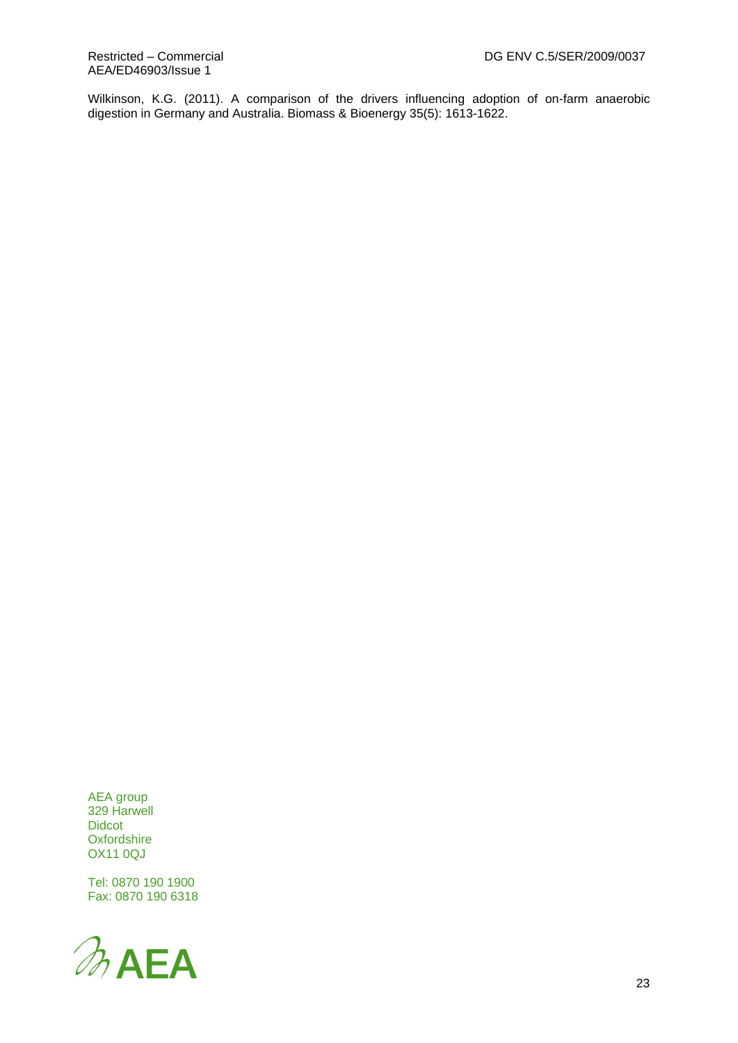Wilkinson, K.G. (2011). A comparison of the drivers influencing adoption of on-farm anaerobic digestion in Germany and Australia. Biomass & Bioenergy 35(5): 1613-1622.

AEA group
329 Harwell
Didcot
Oxfordshire
OX11 0QJ

Tel: 0870 190 1900
Fax: 0870 190 6318

AEA